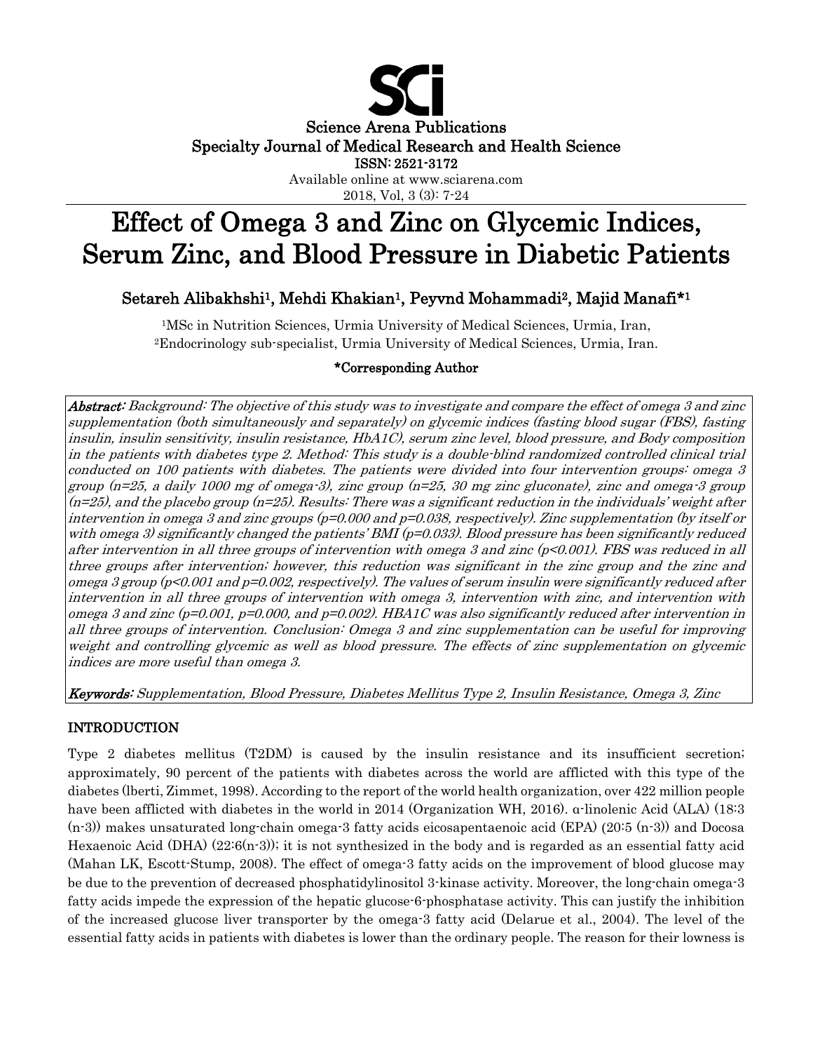Science Arena Publications
Specialty Journal of Medical Research and Health Science
ISSN: 2521-3172
Available online at www.sciarena.com
2018, Vol, 3 (3): 7-24

# Effect of Omega 3 and Zinc on Glycemic Indices, Serum Zinc, and Blood Pressure in Diabetic Patients

**Setareh Alibakhshi[1], Mehdi Khakian[1], Peyvnd Mohammadi[2], Majid Manafi*[1]**

[1]MSc in Nutrition Sciences, Urmia University of Medical Sciences, Urmia, Iran,
[2]Endocrinology sub-specialist, Urmia University of Medical Sciences, Urmia, Iran.

**\*Corresponding Author**

***Abstract:*** *Background: The objective of this study was to investigate and compare the effect of omega 3 and zinc supplementation (both simultaneously and separately) on glycemic indices (fasting blood sugar (FBS), fasting insulin, insulin sensitivity, insulin resistance, HbA1C), serum zinc level, blood pressure, and Body composition in the patients with diabetes type 2. Method: This study is a double-blind randomized controlled clinical trial conducted on 100 patients with diabetes. The patients were divided into four intervention groups: omega 3 group (n=25, a daily 1000 mg of omega-3), zinc group (n=25, 30 mg zinc gluconate), zinc and omega-3 group (n=25), and the placebo group (n=25). Results: There was a significant reduction in the individuals' weight after intervention in omega 3 and zinc groups (p=0.000 and p=0.038, respectively). Zinc supplementation (by itself or with omega 3) significantly changed the patients' BMI (p=0.033). Blood pressure has been significantly reduced after intervention in all three groups of intervention with omega 3 and zinc (p<0.001). FBS was reduced in all three groups after intervention; however, this reduction was significant in the zinc group and the zinc and omega 3 group (p<0.001 and p=0.002, respectively). The values of serum insulin were significantly reduced after intervention in all three groups of intervention with omega 3, intervention with zinc, and intervention with omega 3 and zinc (p=0.001, p=0.000, and p=0.002). HBA1C was also significantly reduced after intervention in all three groups of intervention. Conclusion: Omega 3 and zinc supplementation can be useful for improving weight and controlling glycemic as well as blood pressure. The effects of zinc supplementation on glycemic indices are more useful than omega 3.*

***Keywords:*** *Supplementation, Blood Pressure, Diabetes Mellitus Type 2, Insulin Resistance, Omega 3, Zinc*

## INTRODUCTION

Type 2 diabetes mellitus (T2DM) is caused by the insulin resistance and its insufficient secretion; approximately, 90 percent of the patients with diabetes across the world are afflicted with this type of the diabetes (lberti, Zimmet, 1998). According to the report of the world health organization, over 422 million people have been afflicted with diabetes in the world in 2014 (Organization WH, 2016). α-linolenic Acid (ALA) (18:3 (n-3)) makes unsaturated long-chain omega-3 fatty acids eicosapentaenoic acid (EPA) (20:5 (n-3)) and Docosa Hexaenoic Acid (DHA) (22:6(n-3)); it is not synthesized in the body and is regarded as an essential fatty acid (Mahan LK, Escott-Stump, 2008). The effect of omega-3 fatty acids on the improvement of blood glucose may be due to the prevention of decreased phosphatidylinositol 3-kinase activity. Moreover, the long-chain omega-3 fatty acids impede the expression of the hepatic glucose-6-phosphatase activity. This can justify the inhibition of the increased glucose liver transporter by the omega-3 fatty acid (Delarue et al., 2004). The level of the essential fatty acids in patients with diabetes is lower than the ordinary people. The reason for their lowness is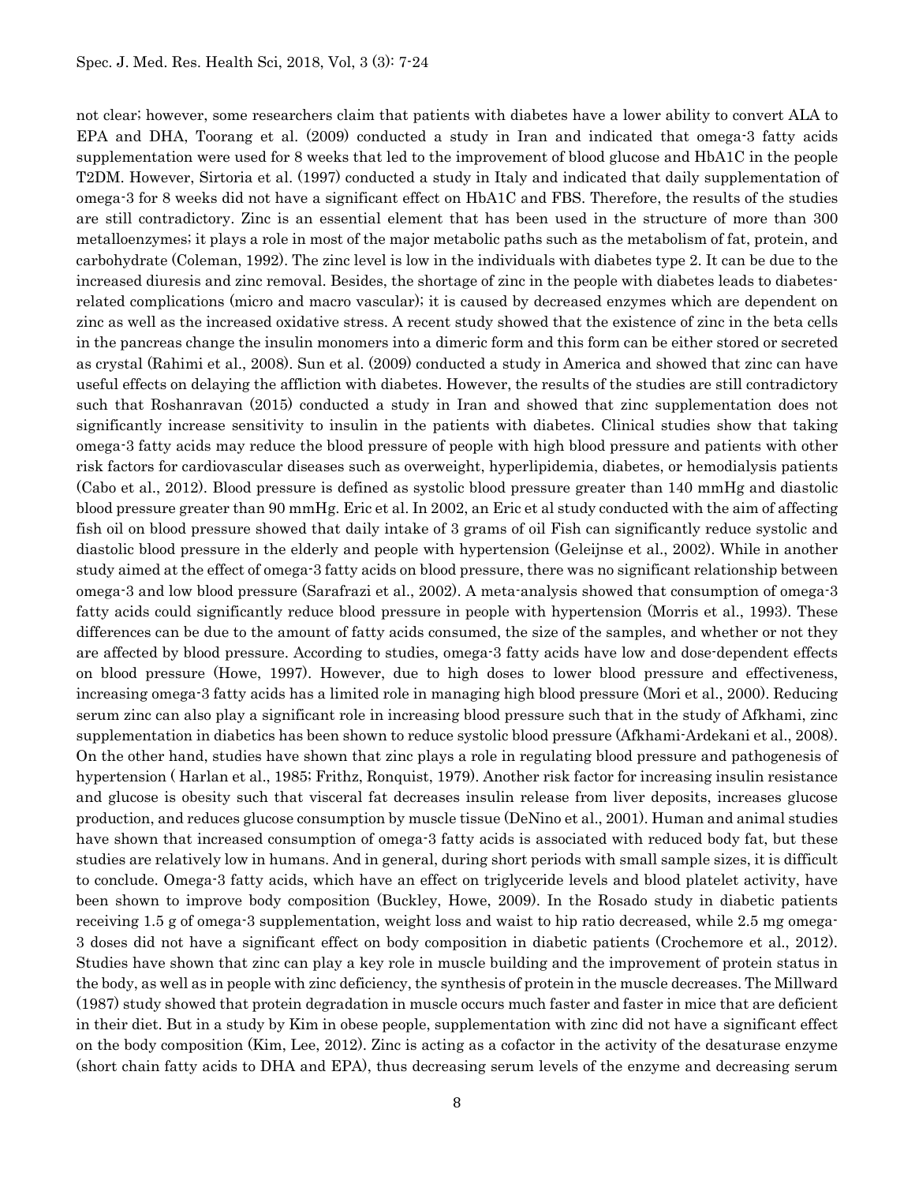not clear; however, some researchers claim that patients with diabetes have a lower ability to convert ALA to EPA and DHA, Toorang et al. (2009) conducted a study in Iran and indicated that omega-3 fatty acids supplementation were used for 8 weeks that led to the improvement of blood glucose and HbA1C in the people T2DM. However, Sirtoria et al. (1997) conducted a study in Italy and indicated that daily supplementation of omega-3 for 8 weeks did not have a significant effect on HbA1C and FBS. Therefore, the results of the studies are still contradictory. Zinc is an essential element that has been used in the structure of more than 300 metalloenzymes; it plays a role in most of the major metabolic paths such as the metabolism of fat, protein, and carbohydrate (Coleman, 1992). The zinc level is low in the individuals with diabetes type 2. It can be due to the increased diuresis and zinc removal. Besides, the shortage of zinc in the people with diabetes leads to diabetes-related complications (micro and macro vascular); it is caused by decreased enzymes which are dependent on zinc as well as the increased oxidative stress. A recent study showed that the existence of zinc in the beta cells in the pancreas change the insulin monomers into a dimeric form and this form can be either stored or secreted as crystal (Rahimi et al., 2008). Sun et al. (2009) conducted a study in America and showed that zinc can have useful effects on delaying the affliction with diabetes. However, the results of the studies are still contradictory such that Roshanravan (2015) conducted a study in Iran and showed that zinc supplementation does not significantly increase sensitivity to insulin in the patients with diabetes. Clinical studies show that taking omega-3 fatty acids may reduce the blood pressure of people with high blood pressure and patients with other risk factors for cardiovascular diseases such as overweight, hyperlipidemia, diabetes, or hemodialysis patients (Cabo et al., 2012). Blood pressure is defined as systolic blood pressure greater than 140 mmHg and diastolic blood pressure greater than 90 mmHg. Eric et al. In 2002, an Eric et al study conducted with the aim of affecting fish oil on blood pressure showed that daily intake of 3 grams of oil Fish can significantly reduce systolic and diastolic blood pressure in the elderly and people with hypertension (Geleijnse et al., 2002). While in another study aimed at the effect of omega-3 fatty acids on blood pressure, there was no significant relationship between omega-3 and low blood pressure (Sarafrazi et al., 2002). A meta-analysis showed that consumption of omega-3 fatty acids could significantly reduce blood pressure in people with hypertension (Morris et al., 1993). These differences can be due to the amount of fatty acids consumed, the size of the samples, and whether or not they are affected by blood pressure. According to studies, omega-3 fatty acids have low and dose-dependent effects on blood pressure (Howe, 1997). However, due to high doses to lower blood pressure and effectiveness, increasing omega-3 fatty acids has a limited role in managing high blood pressure (Mori et al., 2000). Reducing serum zinc can also play a significant role in increasing blood pressure such that in the study of Afkhami, zinc supplementation in diabetics has been shown to reduce systolic blood pressure (Afkhami-Ardekani et al., 2008). On the other hand, studies have shown that zinc plays a role in regulating blood pressure and pathogenesis of hypertension ( Harlan et al., 1985; Frithz, Ronquist, 1979). Another risk factor for increasing insulin resistance and glucose is obesity such that visceral fat decreases insulin release from liver deposits, increases glucose production, and reduces glucose consumption by muscle tissue (DeNino et al., 2001). Human and animal studies have shown that increased consumption of omega-3 fatty acids is associated with reduced body fat, but these studies are relatively low in humans. And in general, during short periods with small sample sizes, it is difficult to conclude. Omega-3 fatty acids, which have an effect on triglyceride levels and blood platelet activity, have been shown to improve body composition (Buckley, Howe, 2009). In the Rosado study in diabetic patients receiving 1.5 g of omega-3 supplementation, weight loss and waist to hip ratio decreased, while 2.5 mg omega-3 doses did not have a significant effect on body composition in diabetic patients (Crochemore et al., 2012). Studies have shown that zinc can play a key role in muscle building and the improvement of protein status in the body, as well as in people with zinc deficiency, the synthesis of protein in the muscle decreases. The Millward (1987) study showed that protein degradation in muscle occurs much faster and faster in mice that are deficient in their diet. But in a study by Kim in obese people, supplementation with zinc did not have a significant effect on the body composition (Kim, Lee, 2012). Zinc is acting as a cofactor in the activity of the desaturase enzyme (short chain fatty acids to DHA and EPA), thus decreasing serum levels of the enzyme and decreasing serum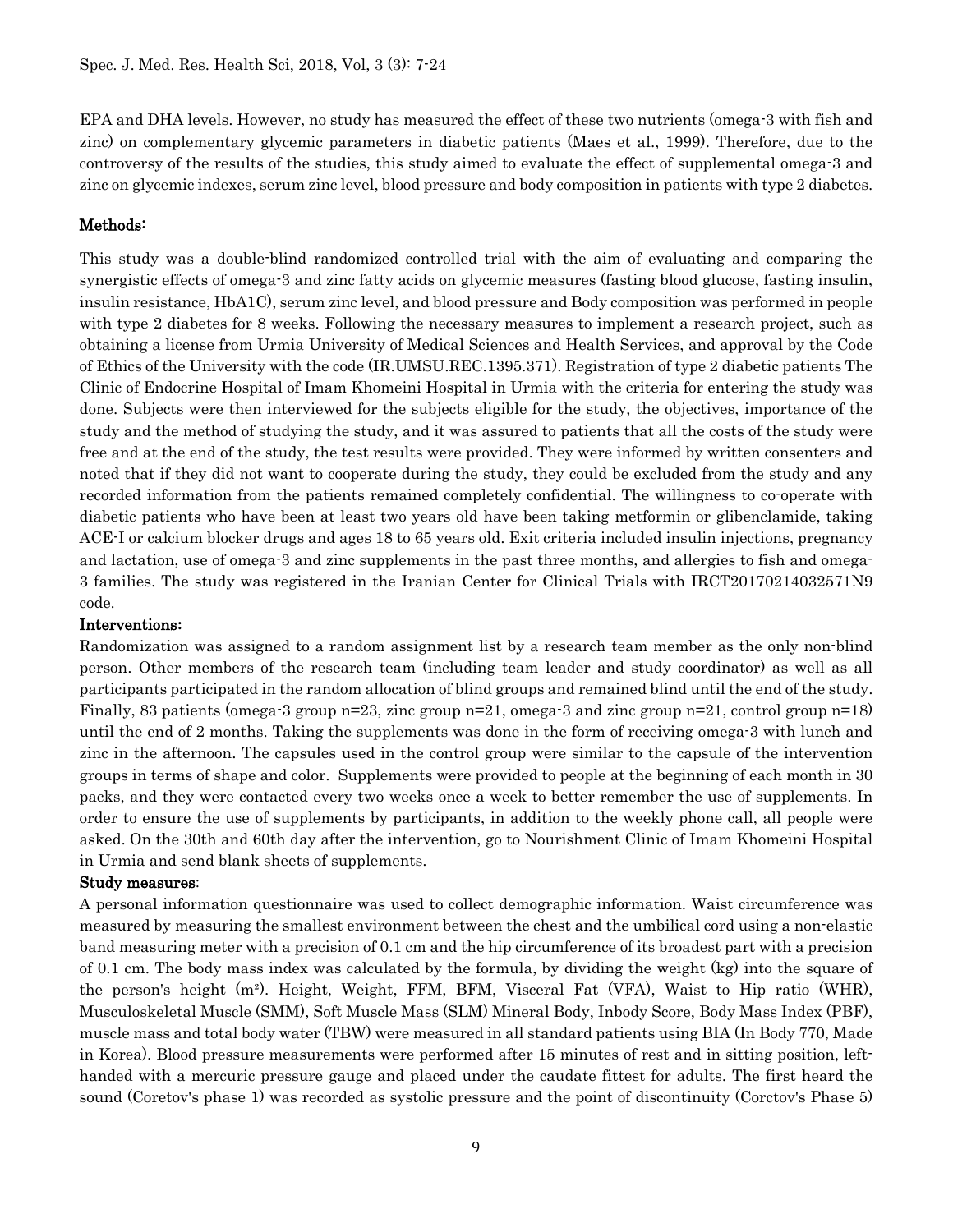EPA and DHA levels. However, no study has measured the effect of these two nutrients (omega-3 with fish and zinc) on complementary glycemic parameters in diabetic patients (Maes et al., 1999). Therefore, due to the controversy of the results of the studies, this study aimed to evaluate the effect of supplemental omega-3 and zinc on glycemic indexes, serum zinc level, blood pressure and body composition in patients with type 2 diabetes.

## Methods:

This study was a double-blind randomized controlled trial with the aim of evaluating and comparing the synergistic effects of omega-3 and zinc fatty acids on glycemic measures (fasting blood glucose, fasting insulin, insulin resistance, HbA1C), serum zinc level, and blood pressure and Body composition was performed in people with type 2 diabetes for 8 weeks. Following the necessary measures to implement a research project, such as obtaining a license from Urmia University of Medical Sciences and Health Services, and approval by the Code of Ethics of the University with the code (IR.UMSU.REC.1395.371). Registration of type 2 diabetic patients The Clinic of Endocrine Hospital of Imam Khomeini Hospital in Urmia with the criteria for entering the study was done. Subjects were then interviewed for the subjects eligible for the study, the objectives, importance of the study and the method of studying the study, and it was assured to patients that all the costs of the study were free and at the end of the study, the test results were provided. They were informed by written consenters and noted that if they did not want to cooperate during the study, they could be excluded from the study and any recorded information from the patients remained completely confidential. The willingness to co-operate with diabetic patients who have been at least two years old have been taking metformin or glibenclamide, taking ACE-I or calcium blocker drugs and ages 18 to 65 years old. Exit criteria included insulin injections, pregnancy and lactation, use of omega-3 and zinc supplements in the past three months, and allergies to fish and omega-3 families. The study was registered in the Iranian Center for Clinical Trials with IRCT20170214032571N9 code.

### Interventions:

Randomization was assigned to a random assignment list by a research team member as the only non-blind person. Other members of the research team (including team leader and study coordinator) as well as all participants participated in the random allocation of blind groups and remained blind until the end of the study. Finally, 83 patients (omega-3 group n=23, zinc group n=21, omega-3 and zinc group n=21, control group n=18) until the end of 2 months. Taking the supplements was done in the form of receiving omega-3 with lunch and zinc in the afternoon. The capsules used in the control group were similar to the capsule of the intervention groups in terms of shape and color. Supplements were provided to people at the beginning of each month in 30 packs, and they were contacted every two weeks once a week to better remember the use of supplements. In order to ensure the use of supplements by participants, in addition to the weekly phone call, all people were asked. On the 30th and 60th day after the intervention, go to Nourishment Clinic of Imam Khomeini Hospital in Urmia and send blank sheets of supplements.

### Study measures:

A personal information questionnaire was used to collect demographic information. Waist circumference was measured by measuring the smallest environment between the chest and the umbilical cord using a non-elastic band measuring meter with a precision of 0.1 cm and the hip circumference of its broadest part with a precision of 0.1 cm. The body mass index was calculated by the formula, by dividing the weight (kg) into the square of the person's height ($m^2$). Height, Weight, FFM, BFM, Visceral Fat (VFA), Waist to Hip ratio (WHR), Musculoskeletal Muscle (SMM), Soft Muscle Mass (SLM) Mineral Body, Inbody Score, Body Mass Index (PBF), muscle mass and total body water (TBW) were measured in all standard patients using BIA (In Body 770, Made in Korea). Blood pressure measurements were performed after 15 minutes of rest and in sitting position, left-handed with a mercuric pressure gauge and placed under the caudate fittest for adults. The first heard the sound (Coretov's phase 1) was recorded as systolic pressure and the point of discontinuity (Corctov's Phase 5)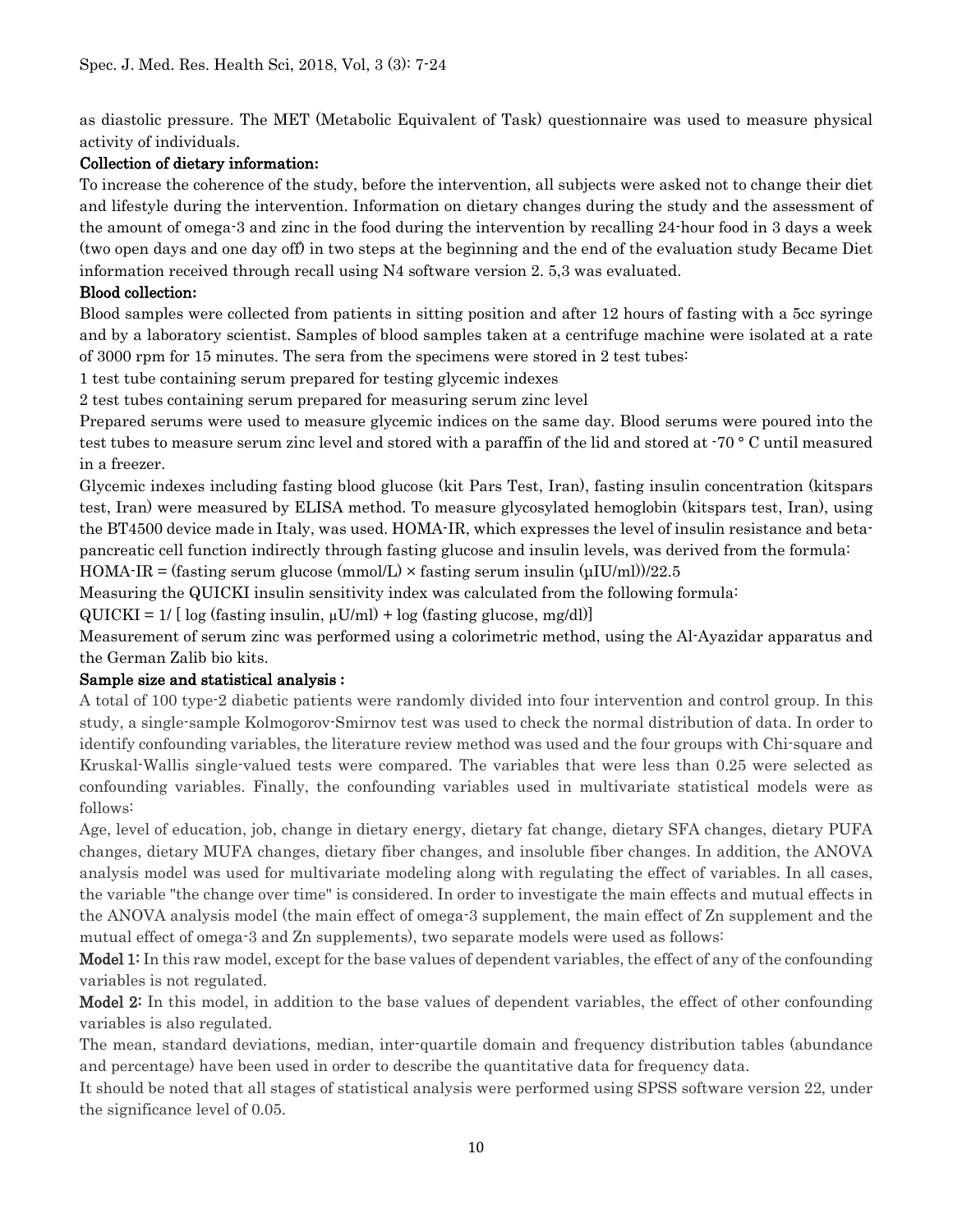as diastolic pressure. The MET (Metabolic Equivalent of Task) questionnaire was used to measure physical activity of individuals.

**Collection of dietary information:**

To increase the coherence of the study, before the intervention, all subjects were asked not to change their diet and lifestyle during the intervention. Information on dietary changes during the study and the assessment of the amount of omega-3 and zinc in the food during the intervention by recalling 24-hour food in 3 days a week (two open days and one day off) in two steps at the beginning and the end of the evaluation study Became Diet information received through recall using N4 software version 2. 5,3 was evaluated.

**Blood collection:**

Blood samples were collected from patients in sitting position and after 12 hours of fasting with a 5cc syringe and by a laboratory scientist. Samples of blood samples taken at a centrifuge machine were isolated at a rate of 3000 rpm for 15 minutes. The sera from the specimens were stored in 2 test tubes:

1 test tube containing serum prepared for testing glycemic indexes

2 test tubes containing serum prepared for measuring serum zinc level

Prepared serums were used to measure glycemic indices on the same day. Blood serums were poured into the test tubes to measure serum zinc level and stored with a paraffin of the lid and stored at -70 ° C until measured in a freezer.

Glycemic indexes including fasting blood glucose (kit Pars Test, Iran), fasting insulin concentration (kitspars test, Iran) were measured by ELISA method. To measure glycosylated hemoglobin (kitspars test, Iran), using the BT4500 device made in Italy, was used. HOMA-IR, which expresses the level of insulin resistance and beta-pancreatic cell function indirectly through fasting glucose and insulin levels, was derived from the formula:

HOMA-IR = (fasting serum glucose (mmol/L) × fasting serum insulin (μIU/ml))/22.5

Measuring the QUICKI insulin sensitivity index was calculated from the following formula:

QUICKI = 1/ [ log (fasting insulin, μU/ml) + log (fasting glucose, mg/dl)]

Measurement of serum zinc was performed using a colorimetric method, using the Al-Ayazidar apparatus and the German Zalib bio kits.

**Sample size and statistical analysis :**

A total of 100 type-2 diabetic patients were randomly divided into four intervention and control group. In this study, a single-sample Kolmogorov-Smirnov test was used to check the normal distribution of data. In order to identify confounding variables, the literature review method was used and the four groups with Chi-square and Kruskal-Wallis single-valued tests were compared. The variables that were less than 0.25 were selected as confounding variables. Finally, the confounding variables used in multivariate statistical models were as follows:

Age, level of education, job, change in dietary energy, dietary fat change, dietary SFA changes, dietary PUFA changes, dietary MUFA changes, dietary fiber changes, and insoluble fiber changes. In addition, the ANOVA analysis model was used for multivariate modeling along with regulating the effect of variables. In all cases, the variable "the change over time" is considered. In order to investigate the main effects and mutual effects in the ANOVA analysis model (the main effect of omega-3 supplement, the main effect of Zn supplement and the mutual effect of omega-3 and Zn supplements), two separate models were used as follows:

**Model 1:** In this raw model, except for the base values of dependent variables, the effect of any of the confounding variables is not regulated.

**Model 2:** In this model, in addition to the base values of dependent variables, the effect of other confounding variables is also regulated.

The mean, standard deviations, median, inter-quartile domain and frequency distribution tables (abundance and percentage) have been used in order to describe the quantitative data for frequency data.

It should be noted that all stages of statistical analysis were performed using SPSS software version 22, under the significance level of 0.05.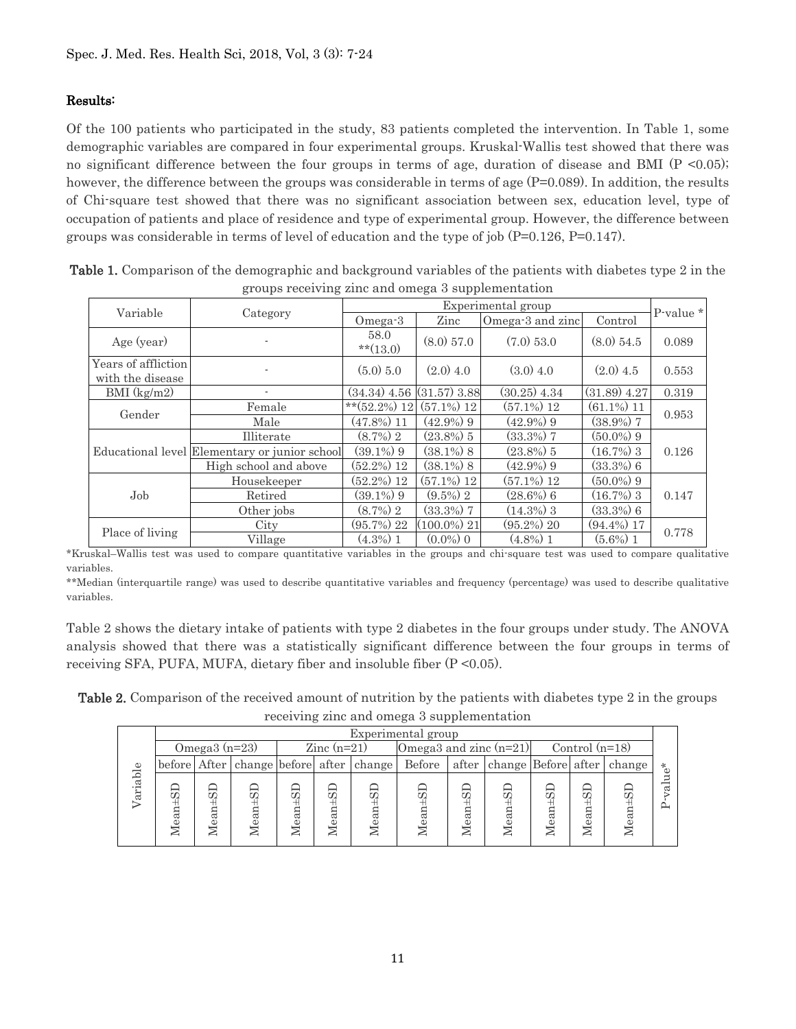## Results:

Of the 100 patients who participated in the study, 83 patients completed the intervention. In Table 1, some demographic variables are compared in four experimental groups. Kruskal-Wallis test showed that there was no significant difference between the four groups in terms of age, duration of disease and BMI ($P < 0.05$); however, the difference between the groups was considerable in terms of age ($P=0.089$). In addition, the results of Chi-square test showed that there was no significant association between sex, education level, type of occupation of patients and place of residence and type of experimental group. However, the difference between groups was considerable in terms of level of education and the type of job ($P=0.126$, $P=0.147$).

**Table 1.** Comparison of the demographic and background variables of the patients with diabetes type 2 in the groups receiving zinc and omega 3 supplementation

| Variable | Category | Experimental group | | | | P-value * |
|---|---|---|---|---|---|---|
| | | Omega-3 | Zinc | Omega-3 and zinc | Control | |
| Age (year) | - | 58.0 **(13.0) | (8.0) 57.0 | (7.0) 53.0 | (8.0) 54.5 | 0.089 |
| Years of affliction with the disease | - | (5.0) 5.0 | (2.0) 4.0 | (3.0) 4.0 | (2.0) 4.5 | 0.553 |
| BMI (kg/m2) | - | (34.34) 4.56 | (31.57) 3.88 | (30.25) 4.34 | (31.89) 4.27 | 0.319 |
| Gender | Female | **(52.2%) 12 | (57.1%) 12 | (57.1%) 12 | (61.1%) 11 | 0.953 |
| | Male | (47.8%) 11 | (42.9%) 9 | (42.9%) 9 | (38.9%) 7 | |
| Educational level | Illiterate | (8.7%) 2 | (23.8%) 5 | (33.3%) 7 | (50.0%) 9 | 0.126 |
| | Elementary or junior school | (39.1%) 9 | (38.1%) 8 | (23.8%) 5 | (16.7%) 3 | |
| | High school and above | (52.2%) 12 | (38.1%) 8 | (42.9%) 9 | (33.3%) 6 | |
| Job | Housekeeper | (52.2%) 12 | (57.1%) 12 | (57.1%) 12 | (50.0%) 9 | 0.147 |
| | Retired | (39.1%) 9 | (9.5%) 2 | (28.6%) 6 | (16.7%) 3 | |
| | Other jobs | (8.7%) 2 | (33.3%) 7 | (14.3%) 3 | (33.3%) 6 | |
| Place of living | City | (95.7%) 22 | (100.0%) 21 | (95.2%) 20 | (94.4%) 17 | 0.778 |
| | Village | (4.3%) 1 | (0.0%) 0 | (4.8%) 1 | (5.6%) 1 | |

*Kruskal–Wallis test was used to compare quantitative variables in the groups and chi-square test was used to compare qualitative variables.

**Median (interquartile range) was used to describe quantitative variables and frequency (percentage) was used to describe qualitative variables.

Table 2 shows the dietary intake of patients with type 2 diabetes in the four groups under study. The ANOVA analysis showed that there was a statistically significant difference between the four groups in terms of receiving SFA, PUFA, MUFA, dietary fiber and insoluble fiber ($P < 0.05$).

**Table 2.** Comparison of the received amount of nutrition by the patients with diabetes type 2 in the groups receiving zinc and omega 3 supplementation

| Variable | Experimental group | | | | | | | | | | | | P-value* |
|---|---|---|---|---|---|---|---|---|---|---|---|---|---|
| | Omega3 (n=23) | | | Zinc (n=21) | | | Omega3 and zinc (n=21) | | | Control (n=18) | | | |
| | before | After | change | before | after | change | Before | after | change | Before | after | change | |
| | Mean±SD | Mean±SD | Mean±SD | Mean±SD | Mean±SD | Mean±SD | Mean±SD | Mean±SD | Mean±SD | Mean±SD | Mean±SD | Mean±SD | |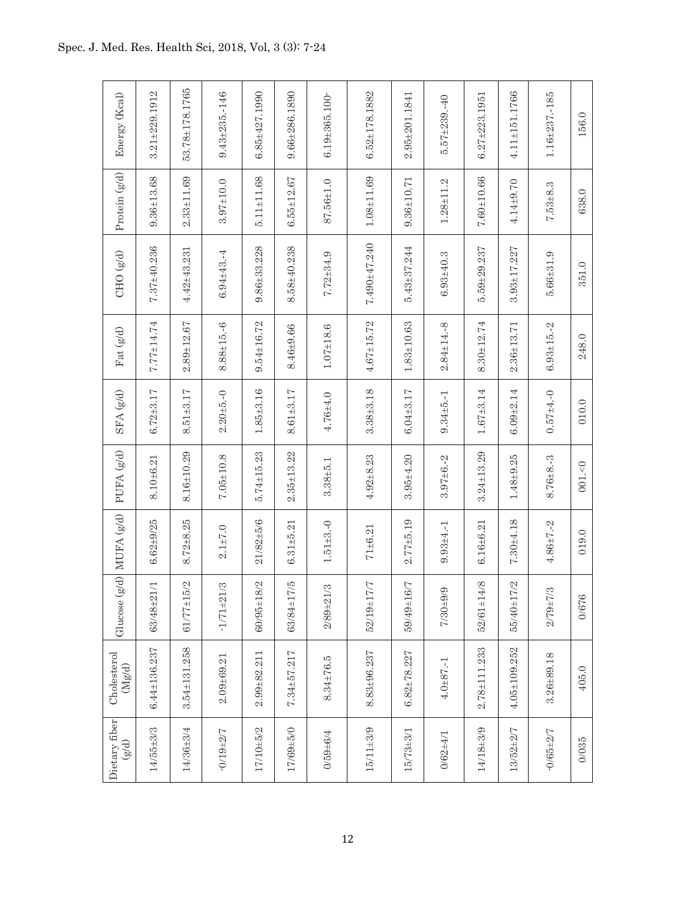| Dietary fiber (g/d) | Cholesterol (Mg/d) | Glucose (g/d) | MUFA (g/d) | PUFA (g/d) | SFA (g/d) | Fat (g/d) | CHO (g/d) | Protein (g/d) | Energy (Kcal) |
|---|---|---|---|---|---|---|---|---|---|
| 14/55±3/3 | 6.44±136.237 | 63/48±21/1 | 6.62±9/25 | 8.10±6.21 | 6.72±3.17 | 7.77±14.74 | 7.37±40.236 | 9.36±13.68 | 3.21±229.1912 |
| 14/36±3/4 | 3.54±131.258 | 61/77±15/2 | 8.72±8.25 | 8.16±10.29 | 8.51±3.17 | 2.89±12.67 | 4.42±43.231 | 2.33±11.69 | 53.78±178.1765 |
| -0/19±2/7 | 2.09±69.21 | -1/71±21/3 | 2.1±7.0 | 7.05±10.8 | 2.20±5.-0 | 8.88±15.-6 | 6.94±43.-4 | 3.97±10.0 | 9.43±235.-146 |
| 17/10±5/2 | 2.99±82.211 | 60/95±18/2 | 21/82±5/6 | 5.74±15.23 | 1.85±3.16 | 9.54±16.72 | 9.86±33.228 | 5.11±11.68 | 6.85±427.1990 |
| 17/69±5/0 | 7.34±57.217 | 63/84±17/5 | 6.31±5.21 | 2.35±13.22 | 8.61±3.17 | 8.46±9.66 | 8.58±40.238 | 6.55±12.67 | 9.66±286.1890 |
| 0/59±6/4 | 8.34±76.5 | 2/89±21/3 | 1.51±3.-0 | 3.38±5.1 | 4.76±4.0 | 1.07±18.6 | 7.72±34.9 | 87.56±1.0 | 6.19±365.100- |
| 15/11±3/9 | 8.83±96.237 | 52/19±17/7 | 71±6.21 | 4.92±8.23 | 3.38±3.18 | 4.67±15.72 | 7.490±47.240 | 1.08±11.69 | 6.52±178.1882 |
| 15/73±3/1 | 6.82±78.227 | 59/49±16/7 | 2.77±5.19 | 3.95±4.20 | 6.04±3.17 | 1.83±10.63 | 5.43±37.244 | 9.36±10.71 | 2.95±201.1841 |
| 0/62±4/1 | 4.0±87.-1 | 7/30±9/9 | 9.93±4.-1 | 3.97±6.-2 | 9.34±5.-1 | 2.84±14.-8 | 6.93±40.3 | 1.28±11.2 | 5.57±239.-40 |
| 14/18±3/9 | 2.78±111.233 | 52/61±14/8 | 6.16±6.21 | 3.24±13.29 | 1.67±3.14 | 8.30±12.74 | 5.59±29.237 | 7.60±10.66 | 6.27±223.1951 |
| 13/52±2/7 | 4.05±109.252 | 55/40±17/2 | 7.30±4.18 | 1.48±9.25 | 6.09±2.14 | 2.36±13.71 | 3.93±17.227 | 4.14±9.70 | 4.11±151.1766 |
| -0/65±2/7 | 3.26±89.18 | 2/79±7/3 | 4.86±7.-2 | 8.76±8.-3 | 0.57±4.-0 | 6.93±15.-2 | 5.66±31.9 | 7.53±8.3 | 1.16±237.-185 |
| 0/035 | 405.0 | 0/676 | 019.0 | 001.<0 | 010.0 | 248.0 | 351.0 | 638.0 | 156.0 |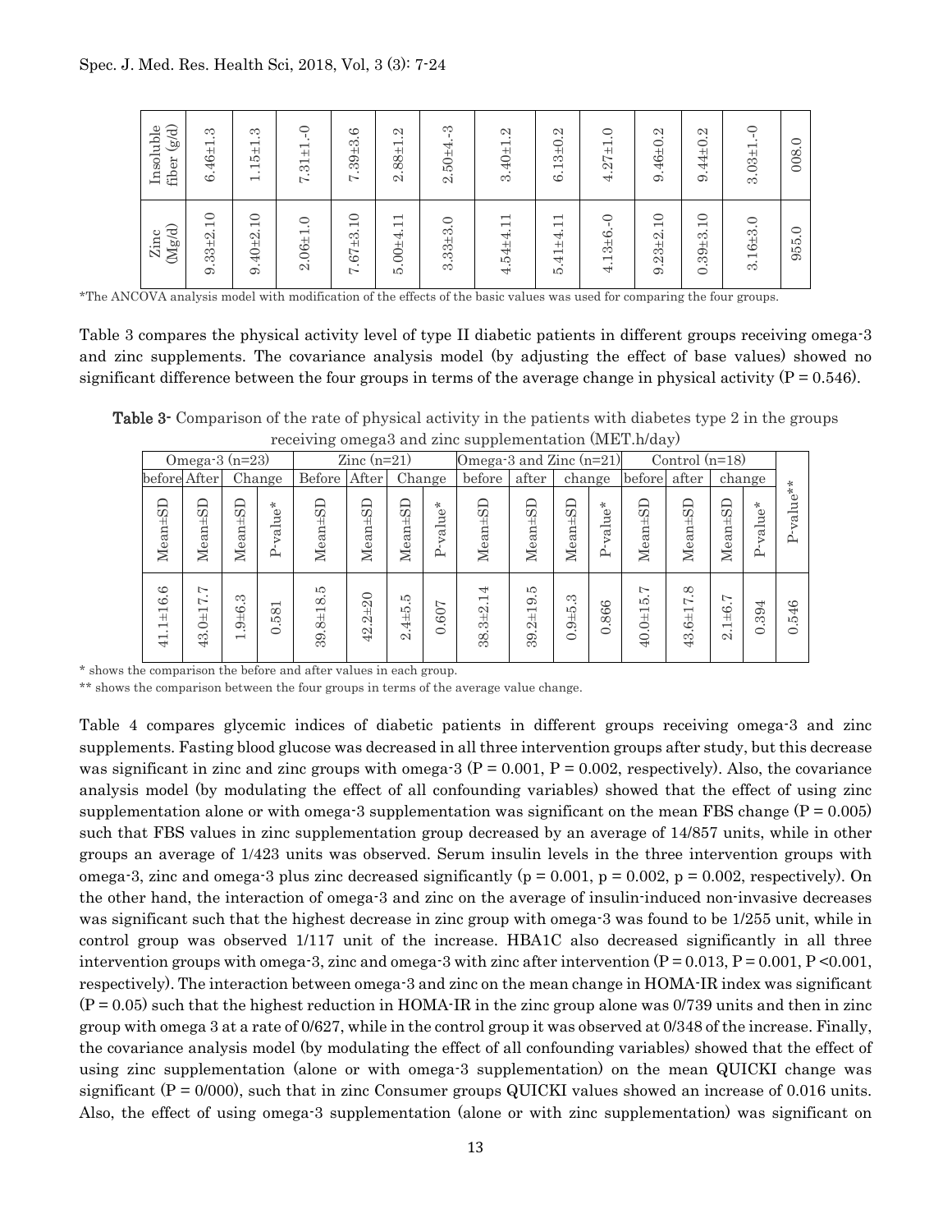| Insoluble fiber (g/d) | 6.46±1.3 | 1.15±1.3 | 7.31±1.-0 | 7.39±3.6 | 2.88±1.2 | 2.50±4.-3 | 3.40±1.2 | 6.13±0.2 | 4.27±1.0 | 9.46±0.2 | 9.44±0.2 | 3.03±1.-0 | 008.0 |
|---|---|---|---|---|---|---|---|---|---|---|---|---|---|
| Zinc (Mg/d) | 9.33±2.10 | 9.40±2.10 | 2.06±1.0 | 7.67±3.10 | 5.00±4.11 | 3.33±3.0 | 4.54±4.11 | 5.41±4.11 | 4.13±6.-0 | 9.23±2.10 | 0.39±3.10 | 3.16±3.0 | 955.0 |

*The ANCOVA analysis model with modification of the effects of the basic values was used for comparing the four groups.

Table 3 compares the physical activity level of type II diabetic patients in different groups receiving omega-3 and zinc supplements. The covariance analysis model (by adjusting the effect of base values) showed no significant difference between the four groups in terms of the average change in physical activity (P = 0.546).

**Table 3-** Comparison of the rate of physical activity in the patients with diabetes type 2 in the groups receiving omega3 and zinc supplementation (MET.h/day)

| Omega-3 (n=23) | | | | Zinc (n=21) | | | | Omega-3 and Zinc (n=21) | | | | Control (n=18) | | | | |
|---|---|---|---|---|---|---|---|---|---|---|---|---|---|---|---|---|
| before | After | Change | | Before | After | Change | | before | after | change | | before | after | change | | |
| Mean±SD | Mean±SD | Mean±SD | P-value* | Mean±SD | Mean±SD | Mean±SD | P-value* | Mean±SD | Mean±SD | Mean±SD | P-value* | Mean±SD | Mean±SD | Mean±SD | P-value* | P-value** |
| 41.1±16.6 | 43.0±17.7 | 1.9±6.3 | 0.581 | 39.8±18.5 | 42.2±20 | 2.4±5.5 | 0.607 | 38.3±2.14 | 39.2±19.5 | 0.9±5.3 | 0.866 | 40.0±15.7 | 43.6±17.8 | 2.1±6.7 | 0.394 | 0.546 |

\* shows the comparison the before and after values in each group.

\*\* shows the comparison between the four groups in terms of the average value change.

Table 4 compares glycemic indices of diabetic patients in different groups receiving omega-3 and zinc supplements. Fasting blood glucose was decreased in all three intervention groups after study, but this decrease was significant in zinc and zinc groups with omega-3 (P = 0.001, P = 0.002, respectively). Also, the covariance analysis model (by modulating the effect of all confounding variables) showed that the effect of using zinc supplementation alone or with omega-3 supplementation was significant on the mean FBS change (P = 0.005) such that FBS values in zinc supplementation group decreased by an average of 14/857 units, while in other groups an average of 1/423 units was observed. Serum insulin levels in the three intervention groups with omega-3, zinc and omega-3 plus zinc decreased significantly (p = 0.001, p = 0.002, p = 0.002, respectively). On the other hand, the interaction of omega-3 and zinc on the average of insulin-induced non-invasive decreases was significant such that the highest decrease in zinc group with omega-3 was found to be 1/255 unit, while in control group was observed 1/117 unit of the increase. HBA1C also decreased significantly in all three intervention groups with omega-3, zinc and omega-3 with zinc after intervention (P = 0.013, P = 0.001, P <0.001, respectively). The interaction between omega-3 and zinc on the mean change in HOMA-IR index was significant (P = 0.05) such that the highest reduction in HOMA-IR in the zinc group alone was 0/739 units and then in zinc group with omega 3 at a rate of 0/627, while in the control group it was observed at 0/348 of the increase. Finally, the covariance analysis model (by modulating the effect of all confounding variables) showed that the effect of using zinc supplementation (alone or with omega-3 supplementation) on the mean QUICKI change was significant (P = 0/000), such that in zinc Consumer groups QUICKI values showed an increase of 0.016 units. Also, the effect of using omega-3 supplementation (alone or with zinc supplementation) was significant on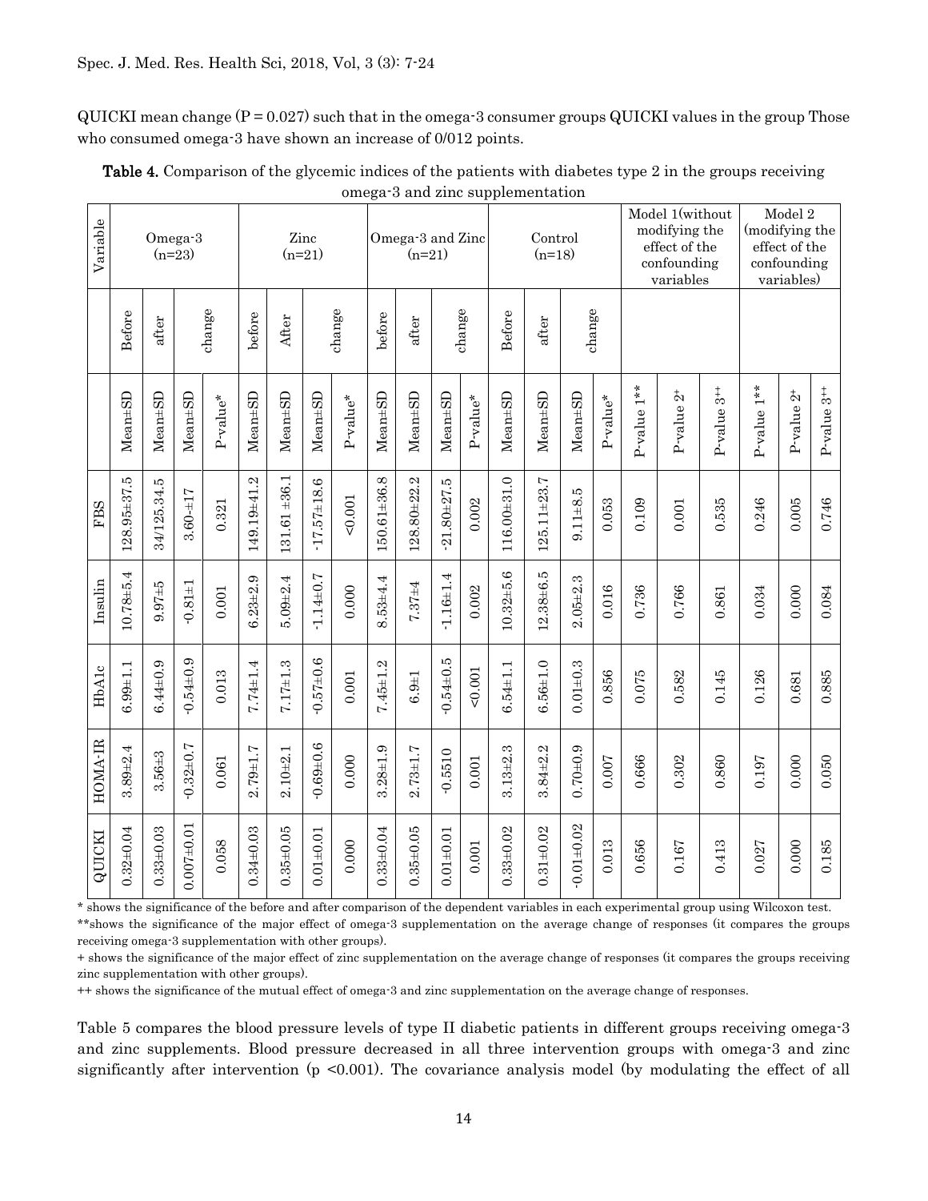QUICKI mean change (P = 0.027) such that in the omega-3 consumer groups QUICKI values in the group Those who consumed omega-3 have shown an increase of 0/012 points.

**Table 4.** Comparison of the glycemic indices of the patients with diabetes type 2 in the groups receiving omega-3 and zinc supplementation

| Variable | Omega-3 (n=23) | | | | Zinc (n=21) | | | | Omega-3 and Zinc (n=21) | | | | Control (n=18) | | | | Model 1(without modifying the effect of the confounding variables | | | Model 2 (modifying the effect of the confounding variables) | | |
|---|---|---|---|---|---|---|---|---|---|---|---|---|---|---|---|---|---|---|---|---|---|---|
| | Before | after | change | | before | After | change | | before | after | change | | Before | after | change | | | | | | | |
| | Mean±SD | Mean±SD | Mean±SD | P-value* | Mean±SD | Mean±SD | Mean±SD | P-value* | Mean±SD | Mean±SD | Mean±SD | P-value* | Mean±SD | Mean±SD | Mean±SD | P-value* | P-value 1** | P-value 2+ | P-value 3++ | P-value 1** | P-value 2+ | P-value 3++ |
| FBS | 128.95±37.5 | 34/125.34.5 | 3.60-±17 | 0.321 | 149.19±41.2 | 131.61 ±36.1 | -17.57±18.6 | <0.001 | 150.61±36.8 | 128.80±22.2 | -21.80±27.5 | 0.002 | 116.00±31.0 | 125.11±23.7 | 9.11±8.5 | 0.053 | 0.109 | 0.001 | 0.535 | 0.246 | 0.005 | 0.746 |
| Insulin | 10.78±5.4 | 9.97±5 | -0.81±1 | 0.001 | 6.23±2.9 | 5.09±2.4 | -1.14±0.7 | 0.000 | 8.53±4.4 | 7.37±4 | -1.16±1.4 | 0.002 | 10.32±5.6 | 12.38±6.5 | 2.05±2.3 | 0.016 | 0.736 | 0.766 | 0.861 | 0.034 | 0.000 | 0.084 |
| HbA1c | 6.99±1.1 | 6.44±0.9 | -0.54±0.9 | 0.013 | 7.74±1.4 | 7.17±1.3 | -0.57±0.6 | 0.001 | 7.45±1.2 | 6.9±1 | -0.54±0.5 | <0.001 | 6.54±1.1 | 6.56±1.0 | 0.01±0.3 | 0.856 | 0.075 | 0.582 | 0.145 | 0.126 | 0.681 | 0.885 |
| HOMA-IR | 3.89±2.4 | 3.56±3 | -0.32±0.7 | 0.061 | 2.79±1.7 | 2.10±2.1 | -0.69±0.6 | 0.000 | 3.28±1.9 | 2.73±1.7 | -0.5510 | 0.001 | 3.13±2.3 | 3.84±2.2 | 0.70±0.9 | 0.007 | 0.666 | 0.302 | 0.860 | 0.197 | 0.000 | 0.050 |
| QUICKI | 0.32±0.04 | 0.33±0.03 | 0.007±0.01 | 0.058 | 0.34±0.03 | 0.35±0.05 | 0.01±0.01 | 0.000 | 0.33±0.04 | 0.35±0.05 | 0.01±0.01 | 0.001 | 0.33±0.02 | 0.31±0.02 | -0.01±0.02 | 0.013 | 0.656 | 0.167 | 0.413 | 0.027 | 0.000 | 0.185 |

\* shows the significance of the before and after comparison of the dependent variables in each experimental group using Wilcoxon test.

\*\*shows the significance of the major effect of omega-3 supplementation on the average change of responses (it compares the groups receiving omega-3 supplementation with other groups).

+ shows the significance of the major effect of zinc supplementation on the average change of responses (it compares the groups receiving zinc supplementation with other groups).

++ shows the significance of the mutual effect of omega-3 and zinc supplementation on the average change of responses.

Table 5 compares the blood pressure levels of type II diabetic patients in different groups receiving omega-3 and zinc supplements. Blood pressure decreased in all three intervention groups with omega-3 and zinc significantly after intervention (p <0.001). The covariance analysis model (by modulating the effect of all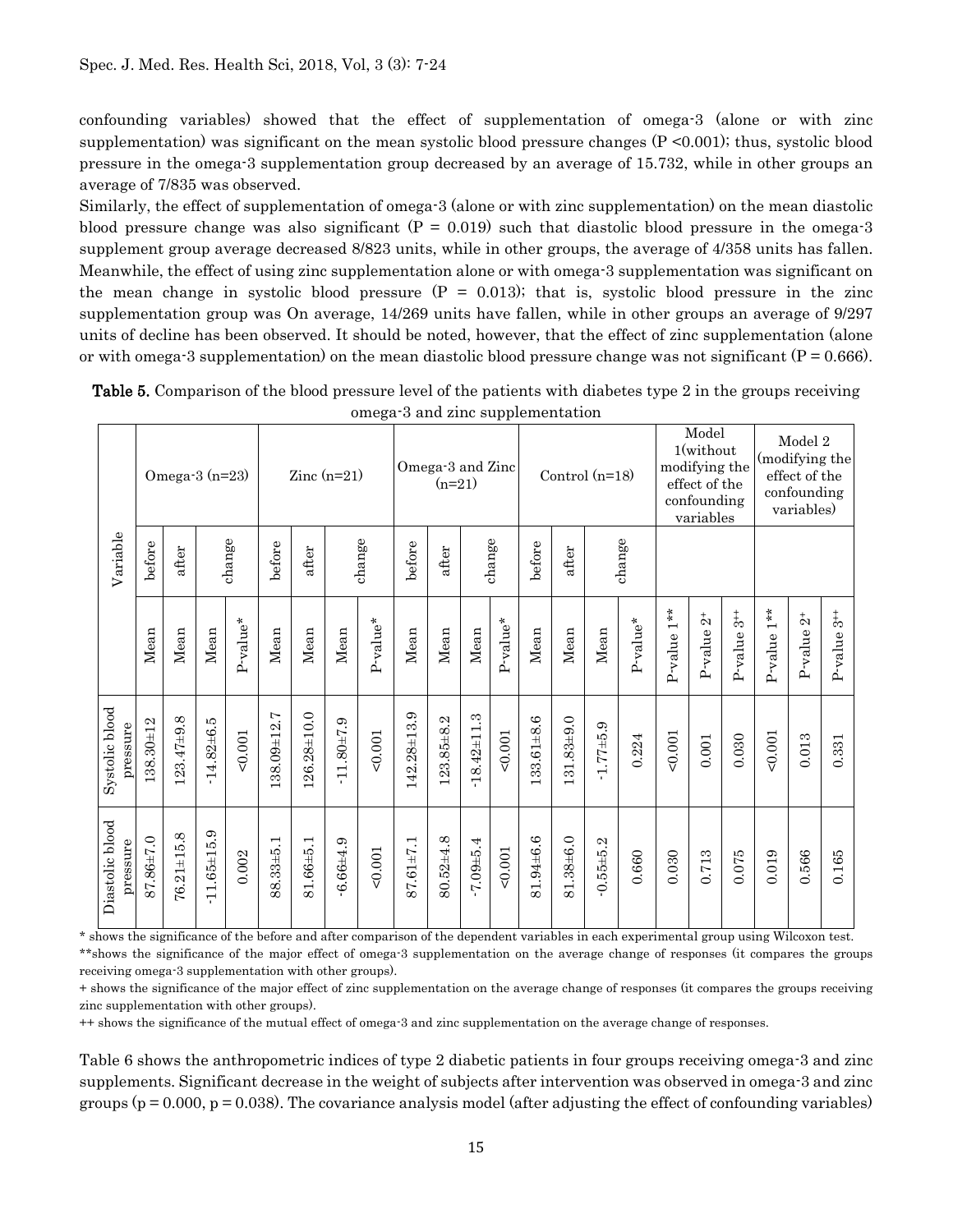confounding variables) showed that the effect of supplementation of omega-3 (alone or with zinc supplementation) was significant on the mean systolic blood pressure changes (P <0.001); thus, systolic blood pressure in the omega-3 supplementation group decreased by an average of 15.732, while in other groups an average of 7/835 was observed.

Similarly, the effect of supplementation of omega-3 (alone or with zinc supplementation) on the mean diastolic blood pressure change was also significant (P = 0.019) such that diastolic blood pressure in the omega-3 supplement group average decreased 8/823 units, while in other groups, the average of 4/358 units has fallen. Meanwhile, the effect of using zinc supplementation alone or with omega-3 supplementation was significant on the mean change in systolic blood pressure (P = 0.013); that is, systolic blood pressure in the zinc supplementation group was On average, 14/269 units have fallen, while in other groups an average of 9/297 units of decline has been observed. It should be noted, however, that the effect of zinc supplementation (alone or with omega-3 supplementation) on the mean diastolic blood pressure change was not significant (P = 0.666).

**Table 5.** Comparison of the blood pressure level of the patients with diabetes type 2 in the groups receiving omega-3 and zinc supplementation

| Variable | Omega-3 (n=23) | | | | Zinc (n=21) | | | | Omega-3 and Zinc (n=21) | | | | Control (n=18) | | | | Model 1(without modifying the effect of the confounding variables) | | | Model 2 (modifying the effect of the confounding variables) | | |
|---|---|---|---|---|---|---|---|---|---|---|---|---|---|---|---|---|---|---|---|---|---|---|
| | before | after | change | | before | after | change | | before | after | change | | before | after | change | | | | | | | |
| | Mean | Mean | Mean | P-value* | Mean | Mean | Mean | P-value* | Mean | Mean | Mean | P-value* | Mean | Mean | Mean | P-value* | P-value 1** | P-value 2+ | P-value 3++ | P-value 1** | P-value 2+ | P-value 3++ |
| Systolic blood pressure | 138.30±12 | 123.47±9.8 | -14.82±6.5 | <0.001 | 138.09±12.7 | 126.28±10.0 | -11.80±7.9 | <0.001 | 142.28±13.9 | 123.85±8.2 | -18.42±11.3 | <0.001 | 133.61±8.6 | 131.83±9.0 | -1.77±5.9 | 0.224 | <0.001 | 0.001 | 0.030 | <0.001 | 0.013 | 0.331 |
| Diastolic blood pressure | 87.86±7.0 | 76.21±15.8 | -11.65±15.9 | 0.002 | 88.33±5.1 | 81.66±5.1 | -6.66±4.9 | <0.001 | 87.61±7.1 | 80.52±4.8 | -7.09±5.4 | <0.001 | 81.94±6.6 | 81.38±6.0 | -0.55±5.2 | 0.660 | 0.030 | 0.713 | 0.075 | 0.019 | 0.566 | 0.165 |

\* shows the significance of the before and after comparison of the dependent variables in each experimental group using Wilcoxon test.

\*\*shows the significance of the major effect of omega-3 supplementation on the average change of responses (it compares the groups receiving omega-3 supplementation with other groups).

+ shows the significance of the major effect of zinc supplementation on the average change of responses (it compares the groups receiving zinc supplementation with other groups).

++ shows the significance of the mutual effect of omega-3 and zinc supplementation on the average change of responses.

Table 6 shows the anthropometric indices of type 2 diabetic patients in four groups receiving omega-3 and zinc supplements. Significant decrease in the weight of subjects after intervention was observed in omega-3 and zinc groups (p = 0.000, p = 0.038). The covariance analysis model (after adjusting the effect of confounding variables)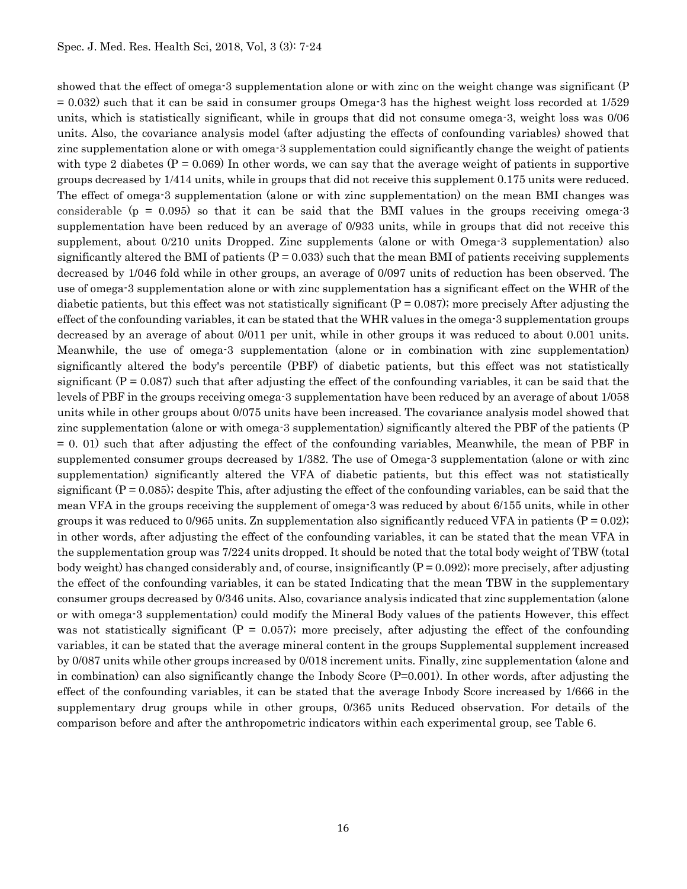showed that the effect of omega-3 supplementation alone or with zinc on the weight change was significant ($P = 0.032$) such that it can be said in consumer groups Omega-3 has the highest weight loss recorded at 1/529 units, which is statistically significant, while in groups that did not consume omega-3, weight loss was 0/06 units. Also, the covariance analysis model (after adjusting the effects of confounding variables) showed that zinc supplementation alone or with omega-3 supplementation could significantly change the weight of patients with type 2 diabetes ($P = 0.069$) In other words, we can say that the average weight of patients in supportive groups decreased by 1/414 units, while in groups that did not receive this supplement 0.175 units were reduced. The effect of omega-3 supplementation (alone or with zinc supplementation) on the mean BMI changes was considerable ($p = 0.095$) so that it can be said that the BMI values in the groups receiving omega-3 supplementation have been reduced by an average of 0/933 units, while in groups that did not receive this supplement, about 0/210 units Dropped. Zinc supplements (alone or with Omega-3 supplementation) also significantly altered the BMI of patients ($P = 0.033$) such that the mean BMI of patients receiving supplements decreased by 1/046 fold while in other groups, an average of 0/097 units of reduction has been observed. The use of omega-3 supplementation alone or with zinc supplementation has a significant effect on the WHR of the diabetic patients, but this effect was not statistically significant ($P = 0.087$); more precisely After adjusting the effect of the confounding variables, it can be stated that the WHR values in the omega-3 supplementation groups decreased by an average of about 0/011 per unit, while in other groups it was reduced to about 0.001 units. Meanwhile, the use of omega-3 supplementation (alone or in combination with zinc supplementation) significantly altered the body's percentile (PBF) of diabetic patients, but this effect was not statistically significant ($P = 0.087$) such that after adjusting the effect of the confounding variables, it can be said that the levels of PBF in the groups receiving omega-3 supplementation have been reduced by an average of about 1/058 units while in other groups about 0/075 units have been increased. The covariance analysis model showed that zinc supplementation (alone or with omega-3 supplementation) significantly altered the PBF of the patients ($P = 0.01$) such that after adjusting the effect of the confounding variables, Meanwhile, the mean of PBF in supplemented consumer groups decreased by 1/382. The use of Omega-3 supplementation (alone or with zinc supplementation) significantly altered the VFA of diabetic patients, but this effect was not statistically significant ($P = 0.085$); despite This, after adjusting the effect of the confounding variables, can be said that the mean VFA in the groups receiving the supplement of omega-3 was reduced by about 6/155 units, while in other groups it was reduced to 0/965 units. Zn supplementation also significantly reduced VFA in patients ($P = 0.02$); in other words, after adjusting the effect of the confounding variables, it can be stated that the mean VFA in the supplementation group was 7/224 units dropped. It should be noted that the total body weight of TBW (total body weight) has changed considerably and, of course, insignificantly ($P = 0.092$); more precisely, after adjusting the effect of the confounding variables, it can be stated Indicating that the mean TBW in the supplementary consumer groups decreased by 0/346 units. Also, covariance analysis indicated that zinc supplementation (alone or with omega-3 supplementation) could modify the Mineral Body values of the patients However, this effect was not statistically significant ($P = 0.057$); more precisely, after adjusting the effect of the confounding variables, it can be stated that the average mineral content in the groups Supplemental supplement increased by 0/087 units while other groups increased by 0/018 increment units. Finally, zinc supplementation (alone and in combination) can also significantly change the Inbody Score ($P=0.001$). In other words, after adjusting the effect of the confounding variables, it can be stated that the average Inbody Score increased by 1/666 in the supplementary drug groups while in other groups, 0/365 units Reduced observation. For details of the comparison before and after the anthropometric indicators within each experimental group, see Table 6.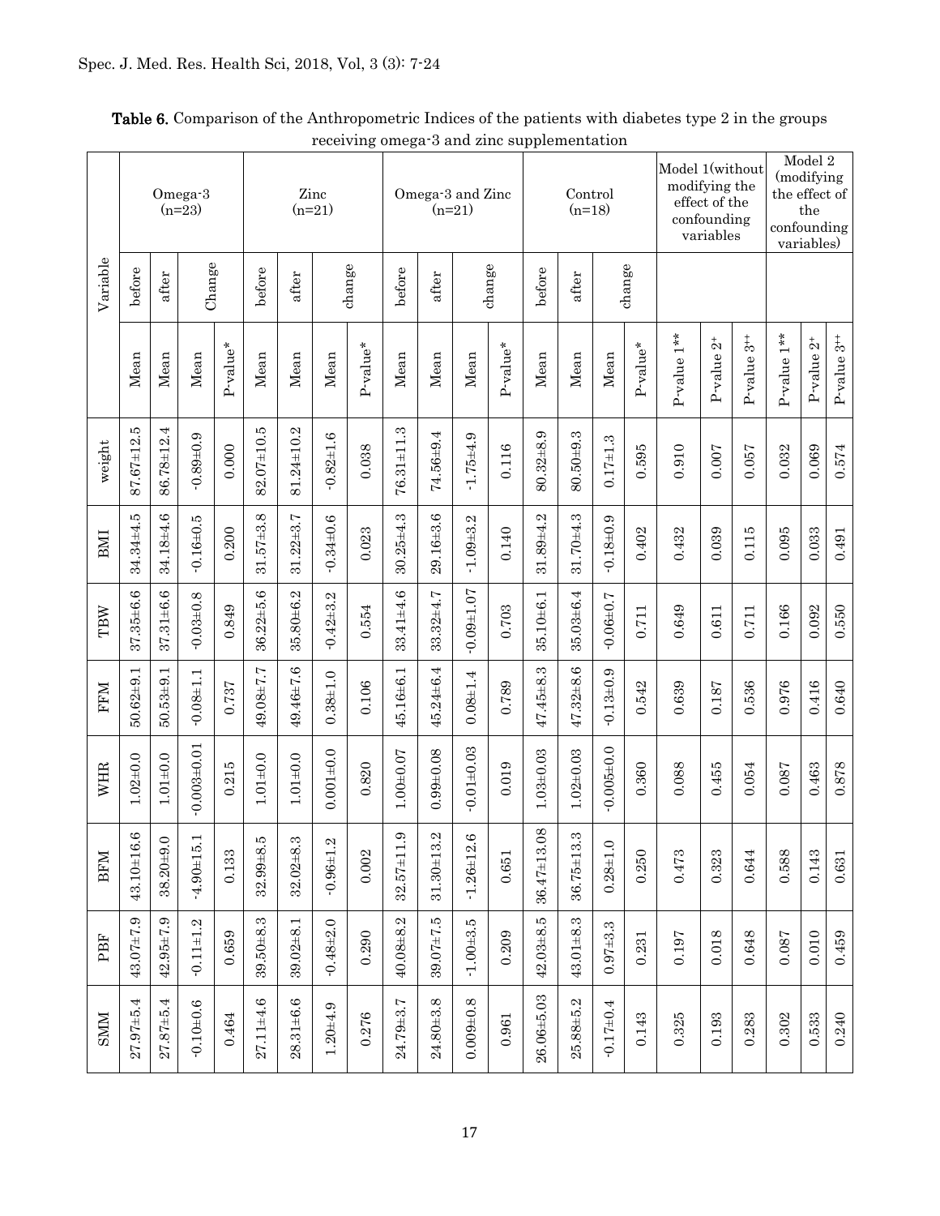**Table 6.** Comparison of the Anthropometric Indices of the patients with diabetes type 2 in the groups receiving omega-3 and zinc supplementation

| Variable | Omega-3 (n=23) | | | | Zinc (n=21) | | | | Omega-3 and Zinc (n=21) | | | | Control (n=18) | | | | Model 1(without modifying the effect of the confounding variables | | | Model 2 (modifying the effect of the confounding variables) | | |
|---|---|---|---|---|---|---|---|---|---|---|---|---|---|---|---|---|---|---|---|---|---|---|
| | before | after | Change | | before | after | change | | before | after | change | | before | after | change | | | | | | | |
| | Mean | Mean | Mean | P-value* | Mean | Mean | Mean | P-value* | Mean | Mean | Mean | P-value* | Mean | Mean | Mean | P-value* | P-value 1** | P-value 2+ | P-value 3++ | P-value 1** | P-value 2+ | P-value 3++ |
| weight | 87.67±12.5 | 86.78±12.4 | -0.89±0.9 | 0.000 | 82.07±10.5 | 81.24±10.2 | -0.82±1.6 | 0.038 | 76.31±11.3 | 74.56±9.4 | -1.75±4.9 | 0.116 | 80.32±8.9 | 80.50±9.3 | 0.17±1.3 | 0.595 | 0.910 | 0.007 | 0.057 | 0.032 | 0.069 | 0.574 |
| BMI | 34.34±4.5 | 34.18±4.6 | -0.16±0.5 | 0.200 | 31.57±3.8 | 31.22±3.7 | -0.34±0.6 | 0.023 | 30.25±4.3 | 29.16±3.6 | -1.09±3.2 | 0.140 | 31.89±4.2 | 31.70±4.3 | -0.18±0.9 | 0.402 | 0.432 | 0.039 | 0.115 | 0.095 | 0.033 | 0.491 |
| TBW | 37.35±6.6 | 37.31±6.6 | -0.03±0.8 | 0.849 | 36.22±5.6 | 35.80±6.2 | -0.42±3.2 | 0.554 | 33.41±4.6 | 33.32±4.7 | -0.09±1.07 | 0.703 | 35.10±6.1 | 35.03±6.4 | -0.06±0.7 | 0.711 | 0.649 | 0.611 | 0.711 | 0.166 | 0.092 | 0.550 |
| FFM | 50.62±9.1 | 50.53±9.1 | -0.08±1.1 | 0.737 | 49.08±7.7 | 49.46±7.6 | 0.38±1.0 | 0.106 | 45.16±6.1 | 45.24±6.4 | 0.08±1.4 | 0.789 | 47.45±8.3 | 47.32±8.6 | -0.13±0.9 | 0.542 | 0.639 | 0.187 | 0.536 | 0.976 | 0.416 | 0.640 |
| WHR | 1.02±0.0 | 1.01±0.0 | -0.003±0.01 | 0.215 | 1.01±0.0 | 1.01±0.0 | 0.001±0.0 | 0.820 | 1.00±0.07 | 0.99±0.08 | -0.01±0.03 | 0.019 | 1.03±0.03 | 1.02±0.03 | -0.005±0.0 | 0.360 | 0.088 | 0.455 | 0.054 | 0.087 | 0.463 | 0.878 |
| BFM | 43.10±16.6 | 38.20±9.0 | -4.90±15.1 | 0.133 | 32.99±8.5 | 32.02±8.3 | -0.96±1.2 | 0.002 | 32.57±11.9 | 31.30±13.2 | -1.26±12.6 | 0.651 | 36.47±13.08 | 36.75±13.3 | 0.28±1.0 | 0.250 | 0.473 | 0.323 | 0.644 | 0.588 | 0.143 | 0.631 |
| PBF | 43.07±7.9 | 42.95±7.9 | -0.11±1.2 | 0.659 | 39.50±8.3 | 39.02±8.1 | -0.48±2.0 | 0.290 | 40.08±8.2 | 39.07±7.5 | -1.00±3.5 | 0.209 | 42.03±8.5 | 43.01±8.3 | 0.97±3.3 | 0.231 | 0.197 | 0.018 | 0.648 | 0.087 | 0.010 | 0.459 |
| SMM | 27.97±5.4 | 27.87±5.4 | -0.10±0.6 | 0.464 | 27.11±4.6 | 28.31±6.6 | 1.20±4.9 | 0.276 | 24.79±3.7 | 24.80±3.8 | 0.009±0.8 | 0.961 | 26.06±5.03 | 25.88±5.2 | -0.17±0.4 | 0.143 | 0.325 | 0.193 | 0.283 | 0.302 | 0.533 | 0.240 |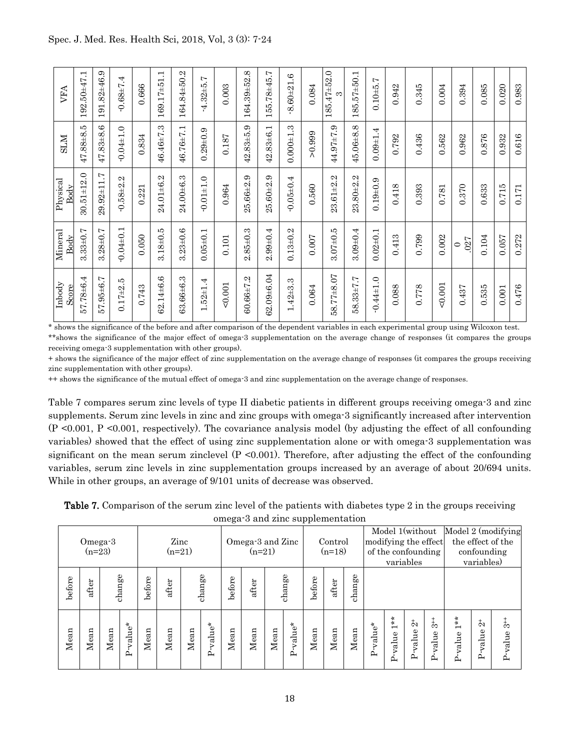| Inbody Score | Mineral Body | Physical Body | SLM | VFA |
|---|---|---|---|---|
| 57.78±6.4 | 3.33±0.7 | 30.51±12.0 | 47.88±8.5 | 192.50±47.1 |
| 57.95±6.7 | 3.28±0.7 | 29.92±11.7 | 47.83±8.6 | 191.82±46.9 |
| 0.17±2.5 | -0.04±0.1 | -0.58±2.2 | -0.04±1.0 | -0.68±7.4 |
| 0.743 | 0.050 | 0.221 | 0.834 | 0.666 |
| 62.14±6.6 | 3.18±0.5 | 24.01±6.2 | 46.46±7.3 | 169.17±51.1 |
| 63.66±6.3 | 3.23±0.6 | 24.00±6.3 | 46.76±7.1 | 164.84±50.2 |
| 1.52±1.4 | 0.05±0.1 | -0.01±1.0 | 0.29±0.9 | -4.32±5.7 |
| <0.001 | 0.101 | 0.964 | 0.187 | 0.003 |
| 60.66±7.2 | 2.85±0.3 | 25.66±2.9 | 42.83±5.9 | 164.39±52.8 |
| 62.09±6.04 | 2.99±0.4 | 25.60±2.9 | 42.83±6.1 | 155.78±45.7 |
| 1.42±3.3 | 0.13±0.2 | -0.05±0.4 | 0.000±1.3 | -8.60±21.6 |
| 0.064 | 0.007 | 0.560 | >0.999 | 0.084 |
| 58.77±8.07 | 3.07±0.5 | 23.61±2.2 | 44.97±7.9 | 185.47±52.03 |
| 58.33±7.7 | 3.09±0.4 | 23.80±2.2 | 45.06±8.8 | 185.57±50.1 |
| -0.44±1.0 | 0.02±0.1 | 0.19±0.9 | 0.09±1.4 | 0.10±5.7 |
| 0.088 | 0.413 | 0.418 | 0.792 | 0.942 |
| 0.778 | 0.799 | 0.393 | 0.436 | 0.345 |
| <0.001 | 0.002 | 0.781 | 0.562 | 0.004 |
| 0.437 | 0.027 | 0.370 | 0.962 | 0.394 |
| 0.535 | 0.104 | 0.633 | 0.876 | 0.085 |
| 0.001 | 0.057 | 0.715 | 0.932 | 0.020 |
| 0.476 | 0.272 | 0.171 | 0.616 | 0.983 |

* shows the significance of the before and after comparison of the dependent variables in each experimental group using Wilcoxon test.

** shows the significance of the major effect of omega-3 supplementation on the average change of responses (it compares the groups receiving omega-3 supplementation with other groups).

+ shows the significance of the major effect of zinc supplementation on the average change of responses (it compares the groups receiving zinc supplementation with other groups).

++ shows the significance of the mutual effect of omega-3 and zinc supplementation on the average change of responses.

Table 7 compares serum zinc levels of type II diabetic patients in different groups receiving omega-3 and zinc supplements. Serum zinc levels in zinc and zinc groups with omega-3 significantly increased after intervention (P <0.001, P <0.001, respectively). The covariance analysis model (by adjusting the effect of all confounding variables) showed that the effect of using zinc supplementation alone or with omega-3 supplementation was significant on the mean serum zinclevel (P <0.001). Therefore, after adjusting the effect of the confounding variables, serum zinc levels in zinc supplementation groups increased by an average of about 20/694 units. While in other groups, an average of 9/101 units of decrease was observed.

**Table 7.** Comparison of the serum zinc level of the patients with diabetes type 2 in the groups receiving omega-3 and zinc supplementation

| Omega-3 (n=23) | | | | Zinc (n=21) | | | | Omega-3 and Zinc (n=21) | | | | Control (n=18) | | | Model 1(without modifying the effect of the confounding variables | | | | Model 2 (modifying the effect of the confounding variables) | | |
|---|---|---|---|---|---|---|---|---|---|---|---|---|---|---|---|---|---|---|---|---|---|
| before | after | change | | before | after | change | | before | after | change | | before | after | change | | | | | | | |
| Mean | Mean | Mean | P-value* | Mean | Mean | Mean | P-value* | Mean | Mean | Mean | P-value* | Mean | Mean | Mean | P-value* | P-value 1** | P-value 2+ | P-value 3++ | P-value 1** | P-value 2+ | P-value 3++ |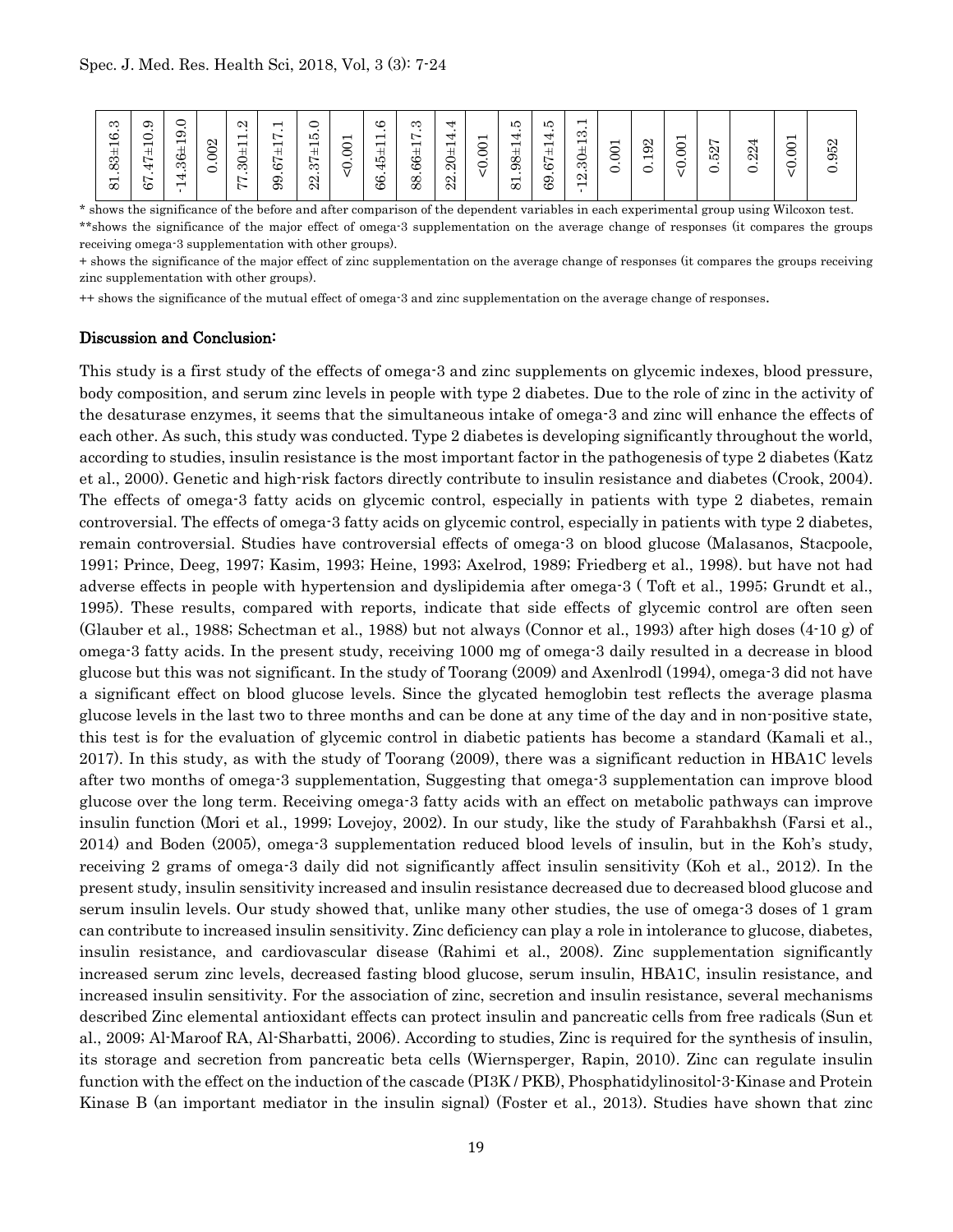| 81.83±16.3 | 67.47±10.9 | -14.36±19.0 | 0.002 | 77.30±11.2 | 99.67±17.1 | 22.37±15.0 | <0.001 | 66.45±11.6 | 88.66±17.3 | 22.20±14.4 | <0.001 | 81.98±14.5 | 69.67±14.5 | -12.30±13.1 | 0.001 | 0.192 | <0.001 | 0.527 | 0.224 | <0.001 | 0.952 |
|---|---|---|---|---|---|---|---|---|---|---|---|---|---|---|---|---|---|---|---|---|---|

\* shows the significance of the before and after comparison of the dependent variables in each experimental group using Wilcoxon test.

**shows the significance of the major effect of omega-3 supplementation on the average change of responses (it compares the groups receiving omega-3 supplementation with other groups).

\+ shows the significance of the major effect of zinc supplementation on the average change of responses (it compares the groups receiving zinc supplementation with other groups).

++ shows the significance of the mutual effect of omega-3 and zinc supplementation on the average change of responses.

## Discussion and Conclusion:

This study is a first study of the effects of omega-3 and zinc supplements on glycemic indexes, blood pressure, body composition, and serum zinc levels in people with type 2 diabetes. Due to the role of zinc in the activity of the desaturase enzymes, it seems that the simultaneous intake of omega-3 and zinc will enhance the effects of each other. As such, this study was conducted. Type 2 diabetes is developing significantly throughout the world, according to studies, insulin resistance is the most important factor in the pathogenesis of type 2 diabetes (Katz et al., 2000). Genetic and high-risk factors directly contribute to insulin resistance and diabetes (Crook, 2004). The effects of omega-3 fatty acids on glycemic control, especially in patients with type 2 diabetes, remain controversial. The effects of omega-3 fatty acids on glycemic control, especially in patients with type 2 diabetes, remain controversial. Studies have controversial effects of omega-3 on blood glucose (Malasanos, Stacpoole, 1991; Prince, Deeg, 1997; Kasim, 1993; Heine, 1993; Axelrod, 1989; Friedberg et al., 1998). but have not had adverse effects in people with hypertension and dyslipidemia after omega-3 ( Toft et al., 1995; Grundt et al., 1995). These results, compared with reports, indicate that side effects of glycemic control are often seen (Glauber et al., 1988; Schectman et al., 1988) but not always (Connor et al., 1993) after high doses (4-10 g) of omega-3 fatty acids. In the present study, receiving 1000 mg of omega-3 daily resulted in a decrease in blood glucose but this was not significant. In the study of Toorang (2009) and Axenlrodl (1994), omega-3 did not have a significant effect on blood glucose levels. Since the glycated hemoglobin test reflects the average plasma glucose levels in the last two to three months and can be done at any time of the day and in non-positive state, this test is for the evaluation of glycemic control in diabetic patients has become a standard (Kamali et al., 2017). In this study, as with the study of Toorang (2009), there was a significant reduction in HBA1C levels after two months of omega-3 supplementation, Suggesting that omega-3 supplementation can improve blood glucose over the long term. Receiving omega-3 fatty acids with an effect on metabolic pathways can improve insulin function (Mori et al., 1999; Lovejoy, 2002). In our study, like the study of Farahbakhsh (Farsi et al., 2014) and Boden (2005), omega-3 supplementation reduced blood levels of insulin, but in the Koh's study, receiving 2 grams of omega-3 daily did not significantly affect insulin sensitivity (Koh et al., 2012). In the present study, insulin sensitivity increased and insulin resistance decreased due to decreased blood glucose and serum insulin levels. Our study showed that, unlike many other studies, the use of omega-3 doses of 1 gram can contribute to increased insulin sensitivity. Zinc deficiency can play a role in intolerance to glucose, diabetes, insulin resistance, and cardiovascular disease (Rahimi et al., 2008). Zinc supplementation significantly increased serum zinc levels, decreased fasting blood glucose, serum insulin, HBA1C, insulin resistance, and increased insulin sensitivity. For the association of zinc, secretion and insulin resistance, several mechanisms described Zinc elemental antioxidant effects can protect insulin and pancreatic cells from free radicals (Sun et al., 2009; Al-Maroof RA, Al-Sharbatti, 2006). According to studies, Zinc is required for the synthesis of insulin, its storage and secretion from pancreatic beta cells (Wiernsperger, Rapin, 2010). Zinc can regulate insulin function with the effect on the induction of the cascade (PI3K / PKB), Phosphatidylinositol-3-Kinase and Protein Kinase B (an important mediator in the insulin signal) (Foster et al., 2013). Studies have shown that zinc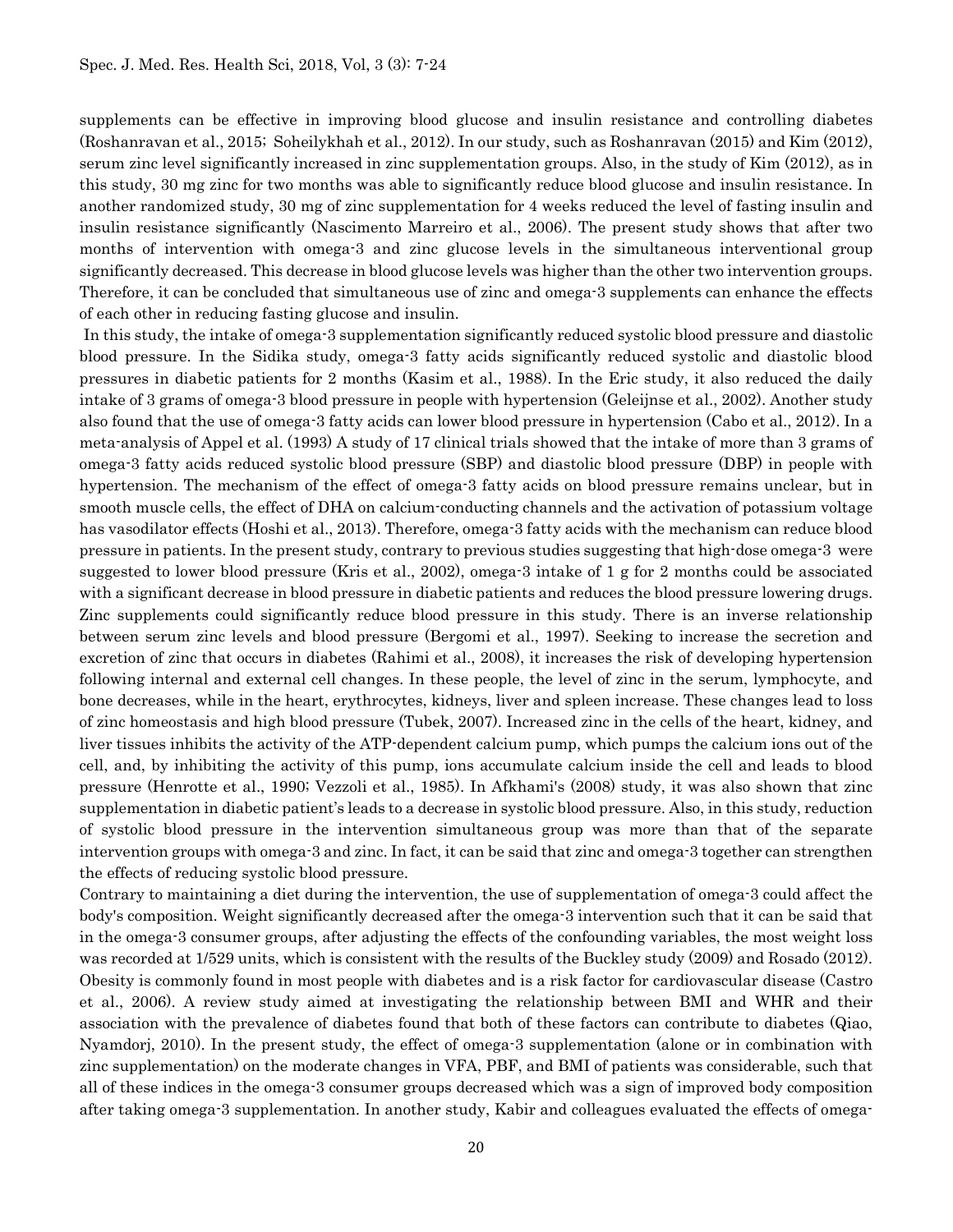supplements can be effective in improving blood glucose and insulin resistance and controlling diabetes (Roshanravan et al., 2015; Soheilykhah et al., 2012). In our study, such as Roshanravan (2015) and Kim (2012), serum zinc level significantly increased in zinc supplementation groups. Also, in the study of Kim (2012), as in this study, 30 mg zinc for two months was able to significantly reduce blood glucose and insulin resistance. In another randomized study, 30 mg of zinc supplementation for 4 weeks reduced the level of fasting insulin and insulin resistance significantly (Nascimento Marreiro et al., 2006). The present study shows that after two months of intervention with omega-3 and zinc glucose levels in the simultaneous interventional group significantly decreased. This decrease in blood glucose levels was higher than the other two intervention groups. Therefore, it can be concluded that simultaneous use of zinc and omega-3 supplements can enhance the effects of each other in reducing fasting glucose and insulin.

In this study, the intake of omega-3 supplementation significantly reduced systolic blood pressure and diastolic blood pressure. In the Sidika study, omega-3 fatty acids significantly reduced systolic and diastolic blood pressures in diabetic patients for 2 months (Kasim et al., 1988). In the Eric study, it also reduced the daily intake of 3 grams of omega-3 blood pressure in people with hypertension (Geleijnse et al., 2002). Another study also found that the use of omega-3 fatty acids can lower blood pressure in hypertension (Cabo et al., 2012). In a meta-analysis of Appel et al. (1993) A study of 17 clinical trials showed that the intake of more than 3 grams of omega-3 fatty acids reduced systolic blood pressure (SBP) and diastolic blood pressure (DBP) in people with hypertension. The mechanism of the effect of omega-3 fatty acids on blood pressure remains unclear, but in smooth muscle cells, the effect of DHA on calcium-conducting channels and the activation of potassium voltage has vasodilator effects (Hoshi et al., 2013). Therefore, omega-3 fatty acids with the mechanism can reduce blood pressure in patients. In the present study, contrary to previous studies suggesting that high-dose omega-3 were suggested to lower blood pressure (Kris et al., 2002), omega-3 intake of 1 g for 2 months could be associated with a significant decrease in blood pressure in diabetic patients and reduces the blood pressure lowering drugs. Zinc supplements could significantly reduce blood pressure in this study. There is an inverse relationship between serum zinc levels and blood pressure (Bergomi et al., 1997). Seeking to increase the secretion and excretion of zinc that occurs in diabetes (Rahimi et al., 2008), it increases the risk of developing hypertension following internal and external cell changes. In these people, the level of zinc in the serum, lymphocyte, and bone decreases, while in the heart, erythrocytes, kidneys, liver and spleen increase. These changes lead to loss of zinc homeostasis and high blood pressure (Tubek, 2007). Increased zinc in the cells of the heart, kidney, and liver tissues inhibits the activity of the ATP-dependent calcium pump, which pumps the calcium ions out of the cell, and, by inhibiting the activity of this pump, ions accumulate calcium inside the cell and leads to blood pressure (Henrotte et al., 1990; Vezzoli et al., 1985). In Afkhami's (2008) study, it was also shown that zinc supplementation in diabetic patient's leads to a decrease in systolic blood pressure. Also, in this study, reduction of systolic blood pressure in the intervention simultaneous group was more than that of the separate intervention groups with omega-3 and zinc. In fact, it can be said that zinc and omega-3 together can strengthen the effects of reducing systolic blood pressure.

Contrary to maintaining a diet during the intervention, the use of supplementation of omega-3 could affect the body's composition. Weight significantly decreased after the omega-3 intervention such that it can be said that in the omega-3 consumer groups, after adjusting the effects of the confounding variables, the most weight loss was recorded at 1/529 units, which is consistent with the results of the Buckley study (2009) and Rosado (2012). Obesity is commonly found in most people with diabetes and is a risk factor for cardiovascular disease (Castro et al., 2006). A review study aimed at investigating the relationship between BMI and WHR and their association with the prevalence of diabetes found that both of these factors can contribute to diabetes (Qiao, Nyamdorj, 2010). In the present study, the effect of omega-3 supplementation (alone or in combination with zinc supplementation) on the moderate changes in VFA, PBF, and BMI of patients was considerable, such that all of these indices in the omega-3 consumer groups decreased which was a sign of improved body composition after taking omega-3 supplementation. In another study, Kabir and colleagues evaluated the effects of omega-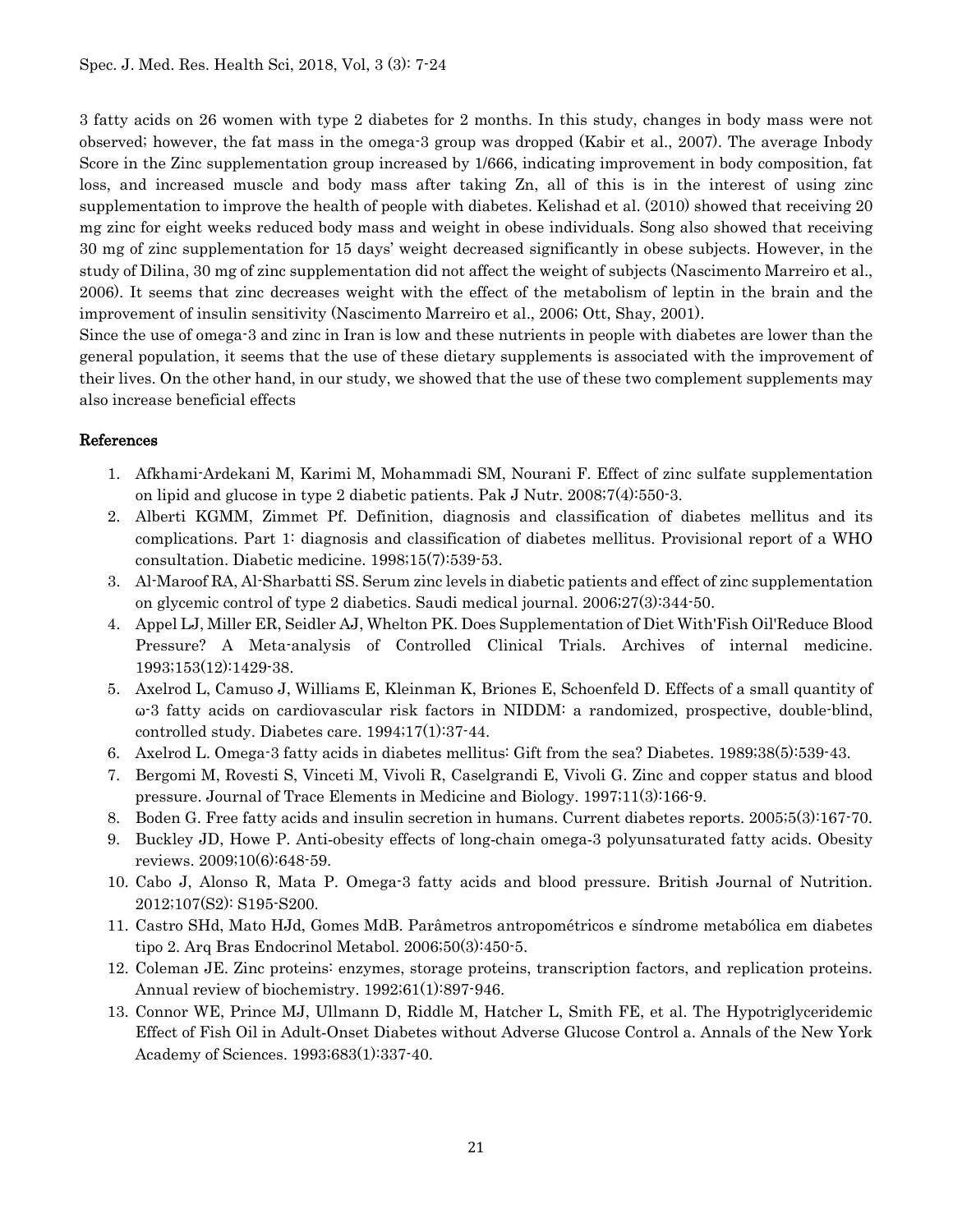3 fatty acids on 26 women with type 2 diabetes for 2 months. In this study, changes in body mass were not observed; however, the fat mass in the omega-3 group was dropped (Kabir et al., 2007). The average Inbody Score in the Zinc supplementation group increased by 1/666, indicating improvement in body composition, fat loss, and increased muscle and body mass after taking Zn, all of this is in the interest of using zinc supplementation to improve the health of people with diabetes. Kelishad et al. (2010) showed that receiving 20 mg zinc for eight weeks reduced body mass and weight in obese individuals. Song also showed that receiving 30 mg of zinc supplementation for 15 days' weight decreased significantly in obese subjects. However, in the study of Dilina, 30 mg of zinc supplementation did not affect the weight of subjects (Nascimento Marreiro et al., 2006). It seems that zinc decreases weight with the effect of the metabolism of leptin in the brain and the improvement of insulin sensitivity (Nascimento Marreiro et al., 2006; Ott, Shay, 2001).

Since the use of omega-3 and zinc in Iran is low and these nutrients in people with diabetes are lower than the general population, it seems that the use of these dietary supplements is associated with the improvement of their lives. On the other hand, in our study, we showed that the use of these two complement supplements may also increase beneficial effects

## References

1. Afkhami-Ardekani M, Karimi M, Mohammadi SM, Nourani F. Effect of zinc sulfate supplementation on lipid and glucose in type 2 diabetic patients. Pak J Nutr. 2008;7(4):550-3.
2. Alberti KGMM, Zimmet Pf. Definition, diagnosis and classification of diabetes mellitus and its complications. Part 1: diagnosis and classification of diabetes mellitus. Provisional report of a WHO consultation. Diabetic medicine. 1998;15(7):539-53.
3. Al-Maroof RA, Al-Sharbatti SS. Serum zinc levels in diabetic patients and effect of zinc supplementation on glycemic control of type 2 diabetics. Saudi medical journal. 2006;27(3):344-50.
4. Appel LJ, Miller ER, Seidler AJ, Whelton PK. Does Supplementation of Diet With'Fish Oil'Reduce Blood Pressure? A Meta-analysis of Controlled Clinical Trials. Archives of internal medicine. 1993;153(12):1429-38.
5. Axelrod L, Camuso J, Williams E, Kleinman K, Briones E, Schoenfeld D. Effects of a small quantity of ω-3 fatty acids on cardiovascular risk factors in NIDDM: a randomized, prospective, double-blind, controlled study. Diabetes care. 1994;17(1):37-44.
6. Axelrod L. Omega-3 fatty acids in diabetes mellitus: Gift from the sea? Diabetes. 1989;38(5):539-43.
7. Bergomi M, Rovesti S, Vinceti M, Vivoli R, Caselgrandi E, Vivoli G. Zinc and copper status and blood pressure. Journal of Trace Elements in Medicine and Biology. 1997;11(3):166-9.
8. Boden G. Free fatty acids and insulin secretion in humans. Current diabetes reports. 2005;5(3):167-70.
9. Buckley JD, Howe P. Anti-obesity effects of long-chain omega-3 polyunsaturated fatty acids. Obesity reviews. 2009;10(6):648-59.
10. Cabo J, Alonso R, Mata P. Omega-3 fatty acids and blood pressure. British Journal of Nutrition. 2012;107(S2): S195-S200.
11. Castro SHd, Mato HJd, Gomes MdB. Parâmetros antropométricos e síndrome metabólica em diabetes tipo 2. Arq Bras Endocrinol Metabol. 2006;50(3):450-5.
12. Coleman JE. Zinc proteins: enzymes, storage proteins, transcription factors, and replication proteins. Annual review of biochemistry. 1992;61(1):897-946.
13. Connor WE, Prince MJ, Ullmann D, Riddle M, Hatcher L, Smith FE, et al. The Hypotriglyceridemic Effect of Fish Oil in Adult-Onset Diabetes without Adverse Glucose Control a. Annals of the New York Academy of Sciences. 1993;683(1):337-40.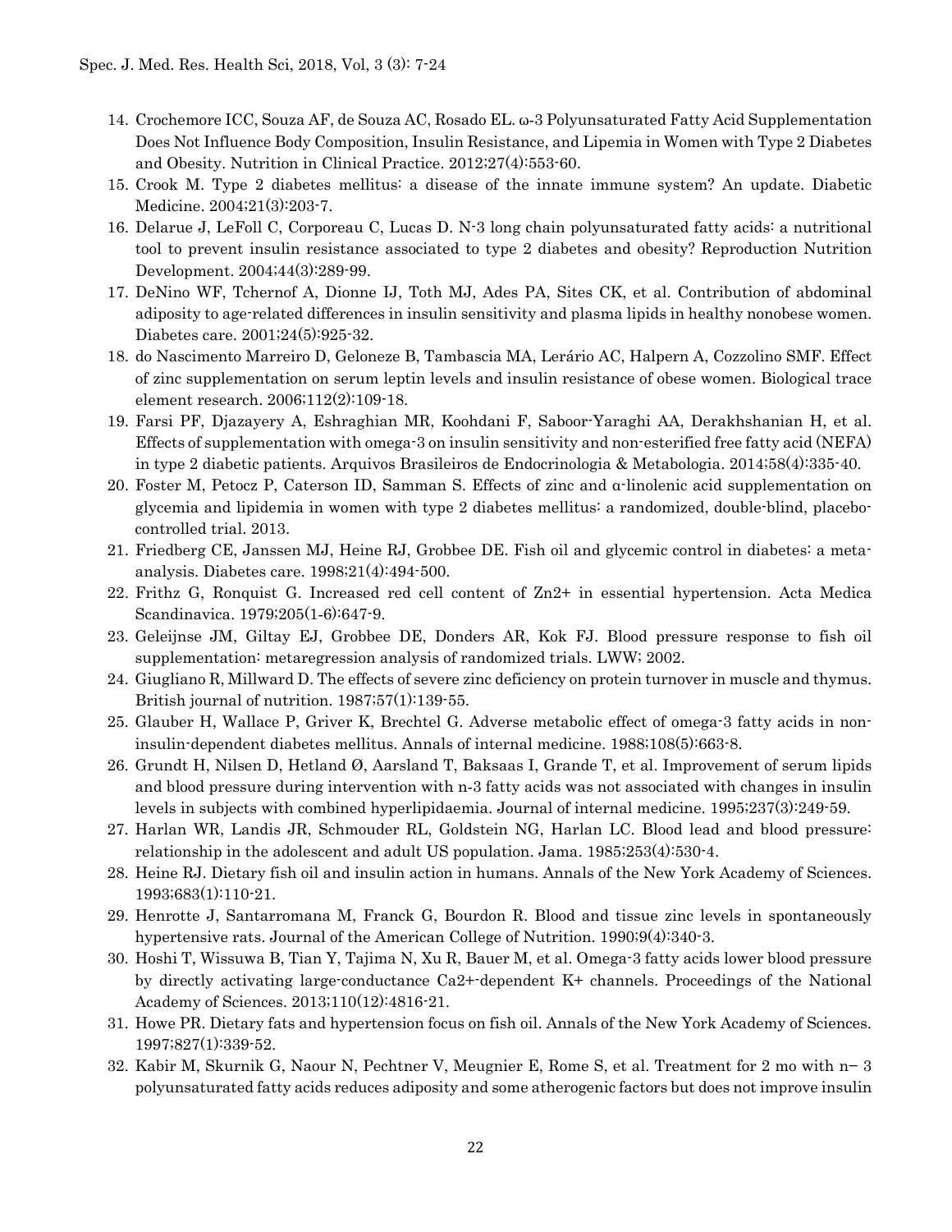14. Crochemore ICC, Souza AF, de Souza AC, Rosado EL. ω-3 Polyunsaturated Fatty Acid Supplementation Does Not Influence Body Composition, Insulin Resistance, and Lipemia in Women with Type 2 Diabetes and Obesity. Nutrition in Clinical Practice. 2012;27(4):553-60.
15. Crook M. Type 2 diabetes mellitus: a disease of the innate immune system? An update. Diabetic Medicine. 2004;21(3):203-7.
16. Delarue J, LeFoll C, Corporeau C, Lucas D. N-3 long chain polyunsaturated fatty acids: a nutritional tool to prevent insulin resistance associated to type 2 diabetes and obesity? Reproduction Nutrition Development. 2004;44(3):289-99.
17. DeNino WF, Tchernof A, Dionne IJ, Toth MJ, Ades PA, Sites CK, et al. Contribution of abdominal adiposity to age-related differences in insulin sensitivity and plasma lipids in healthy nonobese women. Diabetes care. 2001;24(5):925-32.
18. do Nascimento Marreiro D, Geloneze B, Tambascia MA, Lerário AC, Halpern A, Cozzolino SMF. Effect of zinc supplementation on serum leptin levels and insulin resistance of obese women. Biological trace element research. 2006;112(2):109-18.
19. Farsi PF, Djazayery A, Eshraghian MR, Koohdani F, Saboor-Yaraghi AA, Derakhshanian H, et al. Effects of supplementation with omega-3 on insulin sensitivity and non-esterified free fatty acid (NEFA) in type 2 diabetic patients. Arquivos Brasileiros de Endocrinologia & Metabologia. 2014;58(4):335-40.
20. Foster M, Petocz P, Caterson ID, Samman S. Effects of zinc and α-linolenic acid supplementation on glycemia and lipidemia in women with type 2 diabetes mellitus: a randomized, double-blind, placebo-controlled trial. 2013.
21. Friedberg CE, Janssen MJ, Heine RJ, Grobbee DE. Fish oil and glycemic control in diabetes: a meta-analysis. Diabetes care. 1998;21(4):494-500.
22. Frithz G, Ronquist G. Increased red cell content of Zn2+ in essential hypertension. Acta Medica Scandinavica. 1979;205(1-6):647-9.
23. Geleijnse JM, Giltay EJ, Grobbee DE, Donders AR, Kok FJ. Blood pressure response to fish oil supplementation: metaregression analysis of randomized trials. LWW; 2002.
24. Giugliano R, Millward D. The effects of severe zinc deficiency on protein turnover in muscle and thymus. British journal of nutrition. 1987;57(1):139-55.
25. Glauber H, Wallace P, Griver K, Brechtel G. Adverse metabolic effect of omega-3 fatty acids in non-insulin-dependent diabetes mellitus. Annals of internal medicine. 1988;108(5):663-8.
26. Grundt H, Nilsen D, Hetland Ø, Aarsland T, Baksaas I, Grande T, et al. Improvement of serum lipids and blood pressure during intervention with n-3 fatty acids was not associated with changes in insulin levels in subjects with combined hyperlipidaemia. Journal of internal medicine. 1995;237(3):249-59.
27. Harlan WR, Landis JR, Schmouder RL, Goldstein NG, Harlan LC. Blood lead and blood pressure: relationship in the adolescent and adult US population. Jama. 1985;253(4):530-4.
28. Heine RJ. Dietary fish oil and insulin action in humans. Annals of the New York Academy of Sciences. 1993;683(1):110-21.
29. Henrotte J, Santarromana M, Franck G, Bourdon R. Blood and tissue zinc levels in spontaneously hypertensive rats. Journal of the American College of Nutrition. 1990;9(4):340-3.
30. Hoshi T, Wissuwa B, Tian Y, Tajima N, Xu R, Bauer M, et al. Omega-3 fatty acids lower blood pressure by directly activating large-conductance Ca2+-dependent K+ channels. Proceedings of the National Academy of Sciences. 2013;110(12):4816-21.
31. Howe PR. Dietary fats and hypertension focus on fish oil. Annals of the New York Academy of Sciences. 1997;827(1):339-52.
32. Kabir M, Skurnik G, Naour N, Pechtner V, Meugnier E, Rome S, et al. Treatment for 2 mo with n− 3 polyunsaturated fatty acids reduces adiposity and some atherogenic factors but does not improve insulin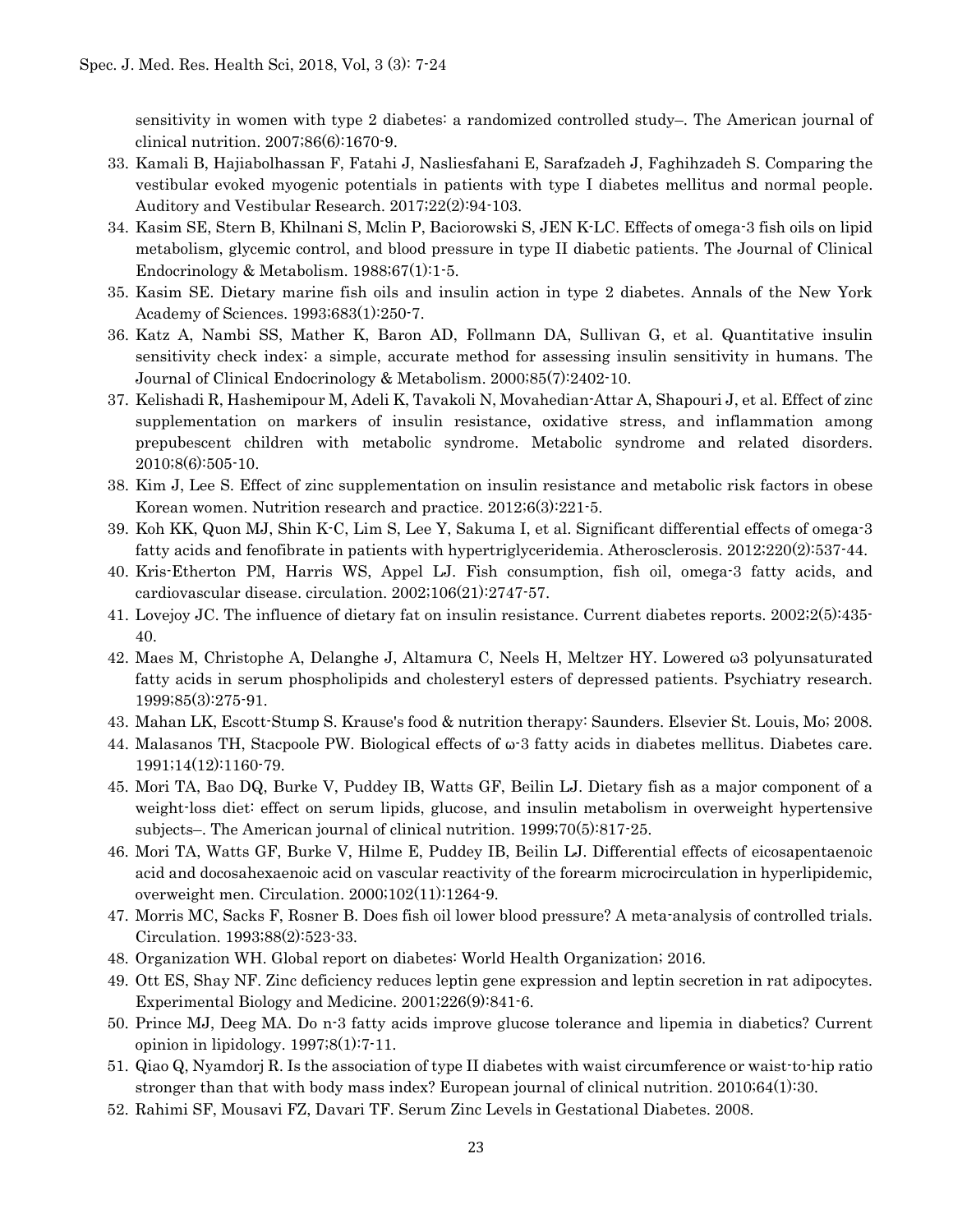sensitivity in women with type 2 diabetes: a randomized controlled study–. The American journal of clinical nutrition. 2007;86(6):1670-9.

33. Kamali B, Hajiabolhassan F, Fatahi J, Nasliesfahani E, Sarafzadeh J, Faghihzadeh S. Comparing the vestibular evoked myogenic potentials in patients with type I diabetes mellitus and normal people. Auditory and Vestibular Research. 2017;22(2):94-103.
34. Kasim SE, Stern B, Khilnani S, Mclin P, Baciorowski S, JEN K-LC. Effects of omega-3 fish oils on lipid metabolism, glycemic control, and blood pressure in type II diabetic patients. The Journal of Clinical Endocrinology & Metabolism. 1988;67(1):1-5.
35. Kasim SE. Dietary marine fish oils and insulin action in type 2 diabetes. Annals of the New York Academy of Sciences. 1993;683(1):250-7.
36. Katz A, Nambi SS, Mather K, Baron AD, Follmann DA, Sullivan G, et al. Quantitative insulin sensitivity check index: a simple, accurate method for assessing insulin sensitivity in humans. The Journal of Clinical Endocrinology & Metabolism. 2000;85(7):2402-10.
37. Kelishadi R, Hashemipour M, Adeli K, Tavakoli N, Movahedian-Attar A, Shapouri J, et al. Effect of zinc supplementation on markers of insulin resistance, oxidative stress, and inflammation among prepubescent children with metabolic syndrome. Metabolic syndrome and related disorders. 2010;8(6):505-10.
38. Kim J, Lee S. Effect of zinc supplementation on insulin resistance and metabolic risk factors in obese Korean women. Nutrition research and practice. 2012;6(3):221-5.
39. Koh KK, Quon MJ, Shin K-C, Lim S, Lee Y, Sakuma I, et al. Significant differential effects of omega-3 fatty acids and fenofibrate in patients with hypertriglyceridemia. Atherosclerosis. 2012;220(2):537-44.
40. Kris-Etherton PM, Harris WS, Appel LJ. Fish consumption, fish oil, omega-3 fatty acids, and cardiovascular disease. circulation. 2002;106(21):2747-57.
41. Lovejoy JC. The influence of dietary fat on insulin resistance. Current diabetes reports. 2002;2(5):435-40.
42. Maes M, Christophe A, Delanghe J, Altamura C, Neels H, Meltzer HY. Lowered ω3 polyunsaturated fatty acids in serum phospholipids and cholesteryl esters of depressed patients. Psychiatry research. 1999;85(3):275-91.
43. Mahan LK, Escott-Stump S. Krause's food & nutrition therapy: Saunders. Elsevier St. Louis, Mo; 2008.
44. Malasanos TH, Stacpoole PW. Biological effects of ω-3 fatty acids in diabetes mellitus. Diabetes care. 1991;14(12):1160-79.
45. Mori TA, Bao DQ, Burke V, Puddey IB, Watts GF, Beilin LJ. Dietary fish as a major component of a weight-loss diet: effect on serum lipids, glucose, and insulin metabolism in overweight hypertensive subjects–. The American journal of clinical nutrition. 1999;70(5):817-25.
46. Mori TA, Watts GF, Burke V, Hilme E, Puddey IB, Beilin LJ. Differential effects of eicosapentaenoic acid and docosahexaenoic acid on vascular reactivity of the forearm microcirculation in hyperlipidemic, overweight men. Circulation. 2000;102(11):1264-9.
47. Morris MC, Sacks F, Rosner B. Does fish oil lower blood pressure? A meta-analysis of controlled trials. Circulation. 1993;88(2):523-33.
48. Organization WH. Global report on diabetes: World Health Organization; 2016.
49. Ott ES, Shay NF. Zinc deficiency reduces leptin gene expression and leptin secretion in rat adipocytes. Experimental Biology and Medicine. 2001;226(9):841-6.
50. Prince MJ, Deeg MA. Do n-3 fatty acids improve glucose tolerance and lipemia in diabetics? Current opinion in lipidology. 1997;8(1):7-11.
51. Qiao Q, Nyamdorj R. Is the association of type II diabetes with waist circumference or waist-to-hip ratio stronger than that with body mass index? European journal of clinical nutrition. 2010;64(1):30.
52. Rahimi SF, Mousavi FZ, Davari TF. Serum Zinc Levels in Gestational Diabetes. 2008.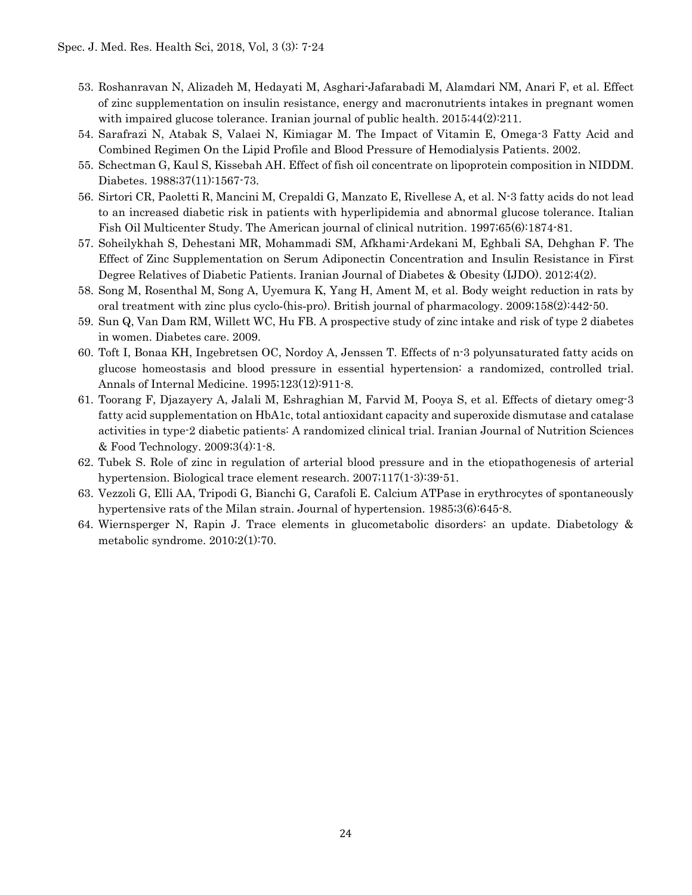53. Roshanravan N, Alizadeh M, Hedayati M, Asghari-Jafarabadi M, Alamdari NM, Anari F, et al. Effect of zinc supplementation on insulin resistance, energy and macronutrients intakes in pregnant women with impaired glucose tolerance. Iranian journal of public health. 2015;44(2):211.
54. Sarafrazi N, Atabak S, Valaei N, Kimiagar M. The Impact of Vitamin E, Omega-3 Fatty Acid and Combined Regimen On the Lipid Profile and Blood Pressure of Hemodialysis Patients. 2002.
55. Schectman G, Kaul S, Kissebah AH. Effect of fish oil concentrate on lipoprotein composition in NIDDM. Diabetes. 1988;37(11):1567-73.
56. Sirtori CR, Paoletti R, Mancini M, Crepaldi G, Manzato E, Rivellese A, et al. N-3 fatty acids do not lead to an increased diabetic risk in patients with hyperlipidemia and abnormal glucose tolerance. Italian Fish Oil Multicenter Study. The American journal of clinical nutrition. 1997;65(6):1874-81.
57. Soheilykhah S, Dehestani MR, Mohammadi SM, Afkhami-Ardekani M, Eghbali SA, Dehghan F. The Effect of Zinc Supplementation on Serum Adiponectin Concentration and Insulin Resistance in First Degree Relatives of Diabetic Patients. Iranian Journal of Diabetes & Obesity (IJDO). 2012;4(2).
58. Song M, Rosenthal M, Song A, Uyemura K, Yang H, Ament M, et al. Body weight reduction in rats by oral treatment with zinc plus cyclo-(his-pro). British journal of pharmacology. 2009;158(2):442-50.
59. Sun Q, Van Dam RM, Willett WC, Hu FB. A prospective study of zinc intake and risk of type 2 diabetes in women. Diabetes care. 2009.
60. Toft I, Bonaa KH, Ingebretsen OC, Nordoy A, Jenssen T. Effects of n-3 polyunsaturated fatty acids on glucose homeostasis and blood pressure in essential hypertension: a randomized, controlled trial. Annals of Internal Medicine. 1995;123(12):911-8.
61. Toorang F, Djazayery A, Jalali M, Eshraghian M, Farvid M, Pooya S, et al. Effects of dietary omeg-3 fatty acid supplementation on HbA1c, total antioxidant capacity and superoxide dismutase and catalase activities in type-2 diabetic patients: A randomized clinical trial. Iranian Journal of Nutrition Sciences & Food Technology. 2009;3(4):1-8.
62. Tubek S. Role of zinc in regulation of arterial blood pressure and in the etiopathogenesis of arterial hypertension. Biological trace element research. 2007;117(1-3):39-51.
63. Vezzoli G, Elli AA, Tripodi G, Bianchi G, Carafoli E. Calcium ATPase in erythrocytes of spontaneously hypertensive rats of the Milan strain. Journal of hypertension. 1985;3(6):645-8.
64. Wiernsperger N, Rapin J. Trace elements in glucometabolic disorders: an update. Diabetology & metabolic syndrome. 2010;2(1):70.